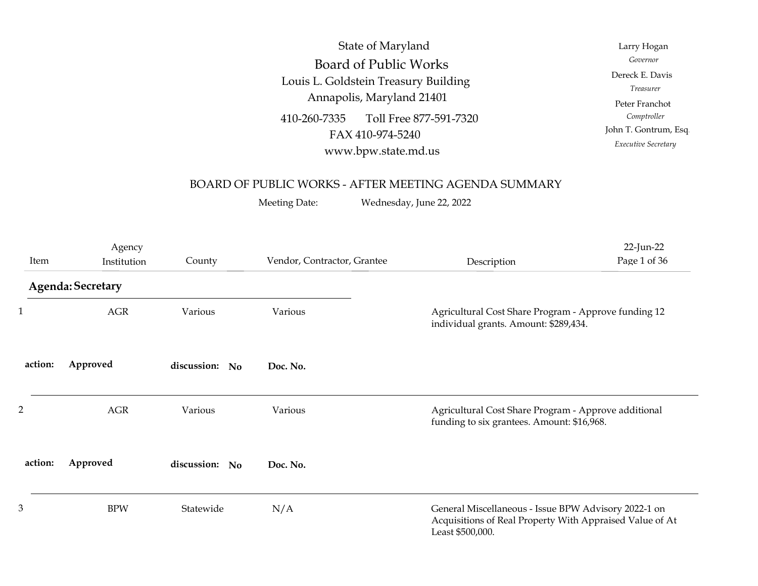State of Maryland

# Board of Public Works

Louis L. Goldstein Treasury Building
Annapolis, Maryland 21401

410-260-7335 Toll Free 877-591-7320
FAX 410-974-5240
www.bpw.state.md.us

Larry Hogan
*Governor*

Dereck E. Davis
*Treasurer*

Peter Franchot
*Comptroller*

John T. Gontrum, Esq.
*Executive Secretary*

## BOARD OF PUBLIC WORKS - AFTER MEETING AGENDA SUMMARY

Meeting Date: Wednesday, June 22, 2022

| Item | Agency Institution | County | Vendor, Contractor, Grantee | Description |
|---|---|---|---|---|

### Agenda: Secretary

| Item | Agency Institution | County | Vendor, Contractor, Grantee | Description |
|---|---|---|---|---|
| 1 | AGR | Various | Various | Agricultural Cost Share Program - Approve funding 12 individual grants. Amount: $289,434. |
| **action:** **Approved** | | **discussion:** **No** | **Doc. No.** | |
| 2 | AGR | Various | Various | Agricultural Cost Share Program - Approve additional funding to six grantees. Amount: $16,968. |
| **action:** **Approved** | | **discussion:** **No** | **Doc. No.** | |
| 3 | BPW | Statewide | N/A | General Miscellaneous - Issue BPW Advisory 2022-1 on Acquisitions of Real Property With Appraised Value of At Least $500,000. |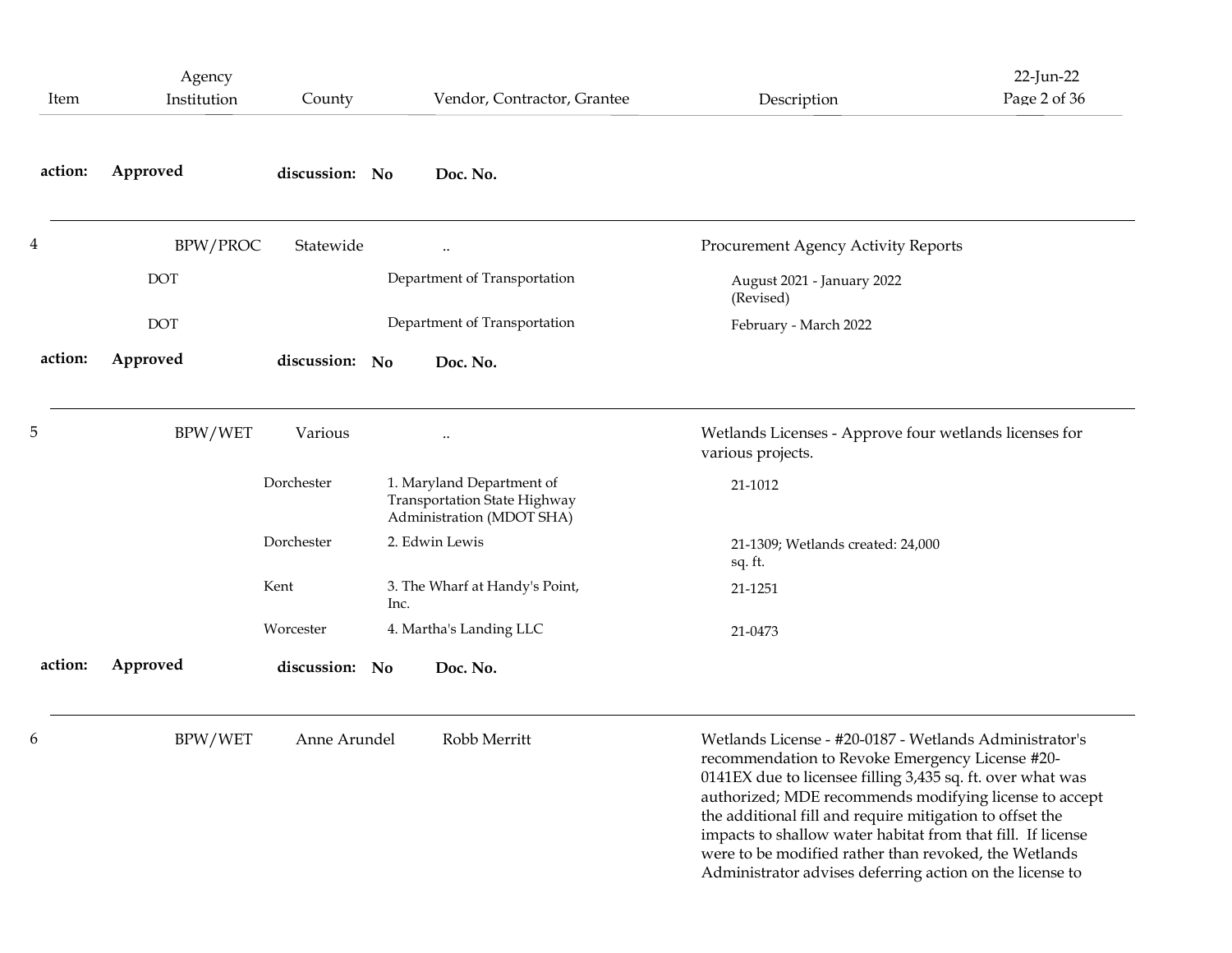| Item | Agency Institution | County | Vendor, Contractor, Grantee | Description |
|---|---|---|---|---|
| action: | Approved | discussion: No | Doc. No. | |
| 4 | BPW/PROC | Statewide | .. | Procurement Agency Activity Reports |
| | DOT | | Department of Transportation | August 2021 - January 2022 (Revised) |
| | DOT | | Department of Transportation | February - March 2022 |
| action: | Approved | discussion: No | Doc. No. | |
| 5 | BPW/WET | Various | .. | Wetlands Licenses - Approve four wetlands licenses for various projects. |
| | | Dorchester | 1. Maryland Department of Transportation State Highway Administration (MDOT SHA) | 21-1012 |
| | | Dorchester | 2. Edwin Lewis | 21-1309; Wetlands created: 24,000 sq. ft. |
| | | Kent | 3. The Wharf at Handy's Point, Inc. | 21-1251 |
| | | Worcester | 4. Martha's Landing LLC | 21-0473 |
| action: | Approved | discussion: No | Doc. No. | |
| 6 | BPW/WET | Anne Arundel | Robb Merritt | Wetlands License - #20-0187 - Wetlands Administrator's recommendation to Revoke Emergency License #20-0141EX due to licensee filling 3,435 sq. ft. over what was authorized; MDE recommends modifying license to accept the additional fill and require mitigation to offset the impacts to shallow water habitat from that fill. If license were to be modified rather than revoked, the Wetlands Administrator advises deferring action on the license to |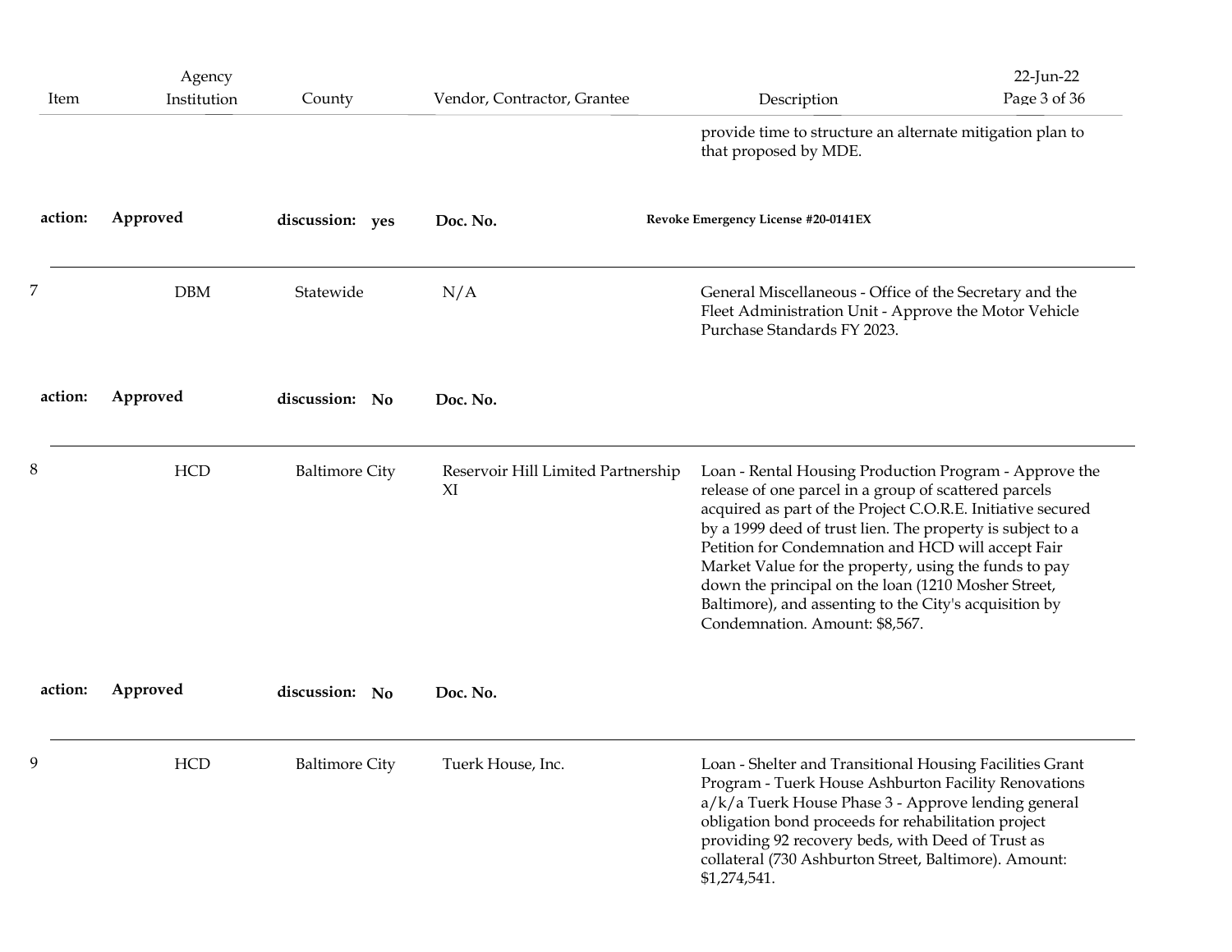| Item | Agency Institution | County | Vendor, Contractor, Grantee | Description |
|---|---|---|---|---|
| | | | | provide time to structure an alternate mitigation plan to that proposed by MDE. |
| **action:** | **Approved** | **discussion: yes** | **Doc. No.** | **Revoke Emergency License #20-0141EX** |
| 7 | DBM | Statewide | N/A | General Miscellaneous - Office of the Secretary and the Fleet Administration Unit - Approve the Motor Vehicle Purchase Standards FY 2023. |
| **action:** | **Approved** | **discussion: No** | **Doc. No.** | |
| 8 | HCD | Baltimore City | Reservoir Hill Limited Partnership XI | Loan - Rental Housing Production Program - Approve the release of one parcel in a group of scattered parcels acquired as part of the Project C.O.R.E. Initiative secured by a 1999 deed of trust lien. The property is subject to a Petition for Condemnation and HCD will accept Fair Market Value for the property, using the funds to pay down the principal on the loan (1210 Mosher Street, Baltimore), and assenting to the City's acquisition by Condemnation. Amount: $8,567. |
| **action:** | **Approved** | **discussion: No** | **Doc. No.** | |
| 9 | HCD | Baltimore City | Tuerk House, Inc. | Loan - Shelter and Transitional Housing Facilities Grant Program - Tuerk House Ashburton Facility Renovations a/k/a Tuerk House Phase 3 - Approve lending general obligation bond proceeds for rehabilitation project providing 92 recovery beds, with Deed of Trust as collateral (730 Ashburton Street, Baltimore). Amount: $1,274,541. |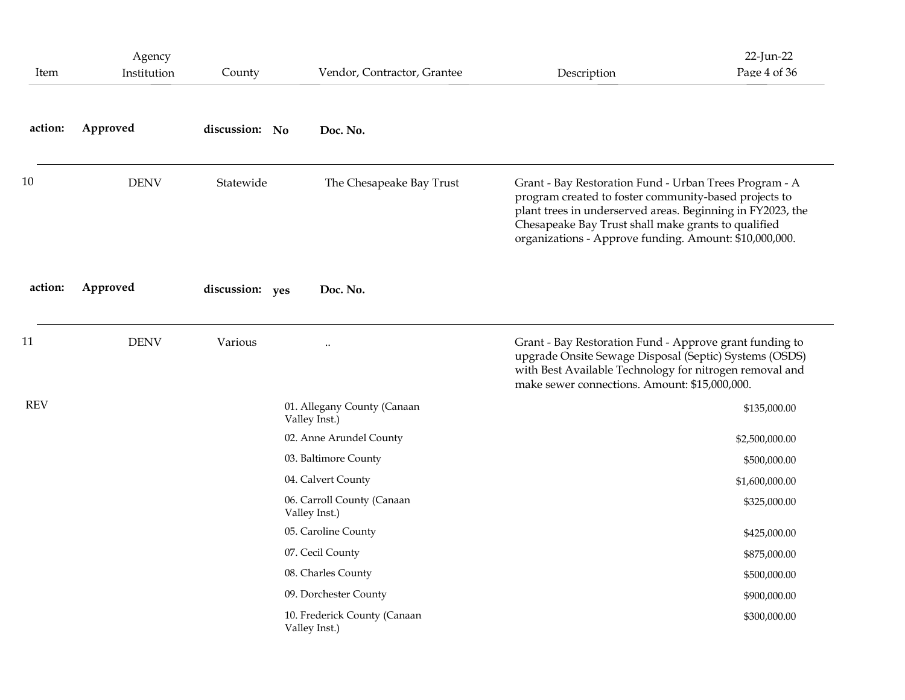| Item | Agency Institution | County | Vendor, Contractor, Grantee | Description |
|---|---|---|---|---|
| **action:** | **Approved** | **discussion: No** | **Doc. No.** | |
| 10 | DENV | Statewide | The Chesapeake Bay Trust | Grant - Bay Restoration Fund - Urban Trees Program - A program created to foster community-based projects to plant trees in underserved areas. Beginning in FY2023, the Chesapeake Bay Trust shall make grants to qualified organizations - Approve funding. Amount: $10,000,000. |
| **action:** | **Approved** | **discussion: yes** | **Doc. No.** | |
| 11 | DENV | Various | .. | Grant - Bay Restoration Fund - Approve grant funding to upgrade Onsite Sewage Disposal (Septic) Systems (OSDS) with Best Available Technology for nitrogen removal and make sewer connections. Amount: $15,000,000. |
| REV | | | 01. Allegany County (Canaan Valley Inst.) | $135,000.00 |
| | | | 02. Anne Arundel County | $2,500,000.00 |
| | | | 03. Baltimore County | $500,000.00 |
| | | | 04. Calvert County | $1,600,000.00 |
| | | | 06. Carroll County (Canaan Valley Inst.) | $325,000.00 |
| | | | 05. Caroline County | $425,000.00 |
| | | | 07. Cecil County | $875,000.00 |
| | | | 08. Charles County | $500,000.00 |
| | | | 09. Dorchester County | $900,000.00 |
| | | | 10. Frederick County (Canaan Valley Inst.) | $300,000.00 |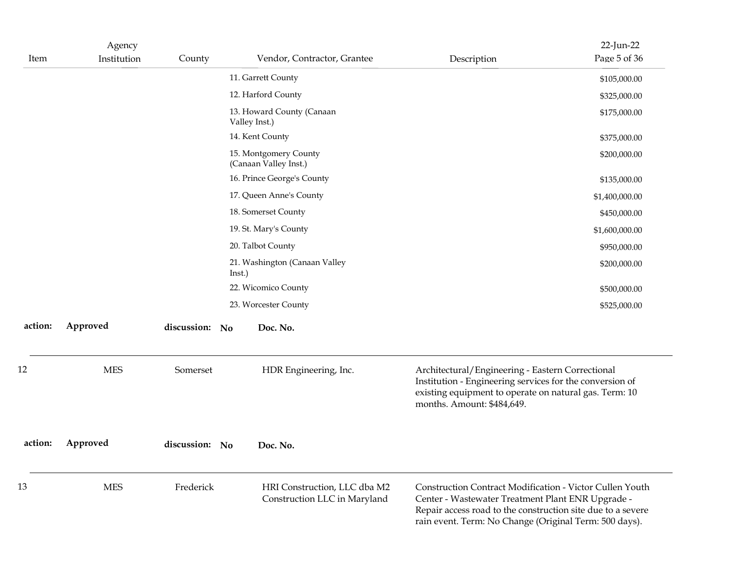| Item | Agency Institution | County | Vendor, Contractor, Grantee | Description | |
|---|---|---|---|---|---|
| | | | 11. Garrett County | | $105,000.00 |
| | | | 12. Harford County | | $325,000.00 |
| | | | 13. Howard County (Canaan Valley Inst.) | | $175,000.00 |
| | | | 14. Kent County | | $375,000.00 |
| | | | 15. Montgomery County (Canaan Valley Inst.) | | $200,000.00 |
| | | | 16. Prince George's County | | $135,000.00 |
| | | | 17. Queen Anne's County | | $1,400,000.00 |
| | | | 18. Somerset County | | $450,000.00 |
| | | | 19. St. Mary's County | | $1,600,000.00 |
| | | | 20. Talbot County | | $950,000.00 |
| | | | 21. Washington (Canaan Valley Inst.) | | $200,000.00 |
| | | | 22. Wicomico County | | $500,000.00 |
| | | | 23. Worcester County | | $525,000.00 |

**action:** **Approved** **discussion:** **No** **Doc. No.**

| Item | Agency Institution | County | Vendor, Contractor, Grantee | Description |
|---|---|---|---|---|
| 12 | MES | Somerset | HDR Engineering, Inc. | Architectural/Engineering - Eastern Correctional Institution - Engineering services for the conversion of existing equipment to operate on natural gas. Term: 10 months. Amount: $484,649. |

**action:** **Approved** **discussion:** **No** **Doc. No.**

| Item | Agency Institution | County | Vendor, Contractor, Grantee | Description |
|---|---|---|---|---|
| 13 | MES | Frederick | HRI Construction, LLC dba M2 Construction LLC in Maryland | Construction Contract Modification - Victor Cullen Youth Center - Wastewater Treatment Plant ENR Upgrade - Repair access road to the construction site due to a severe rain event. Term: No Change (Original Term: 500 days). |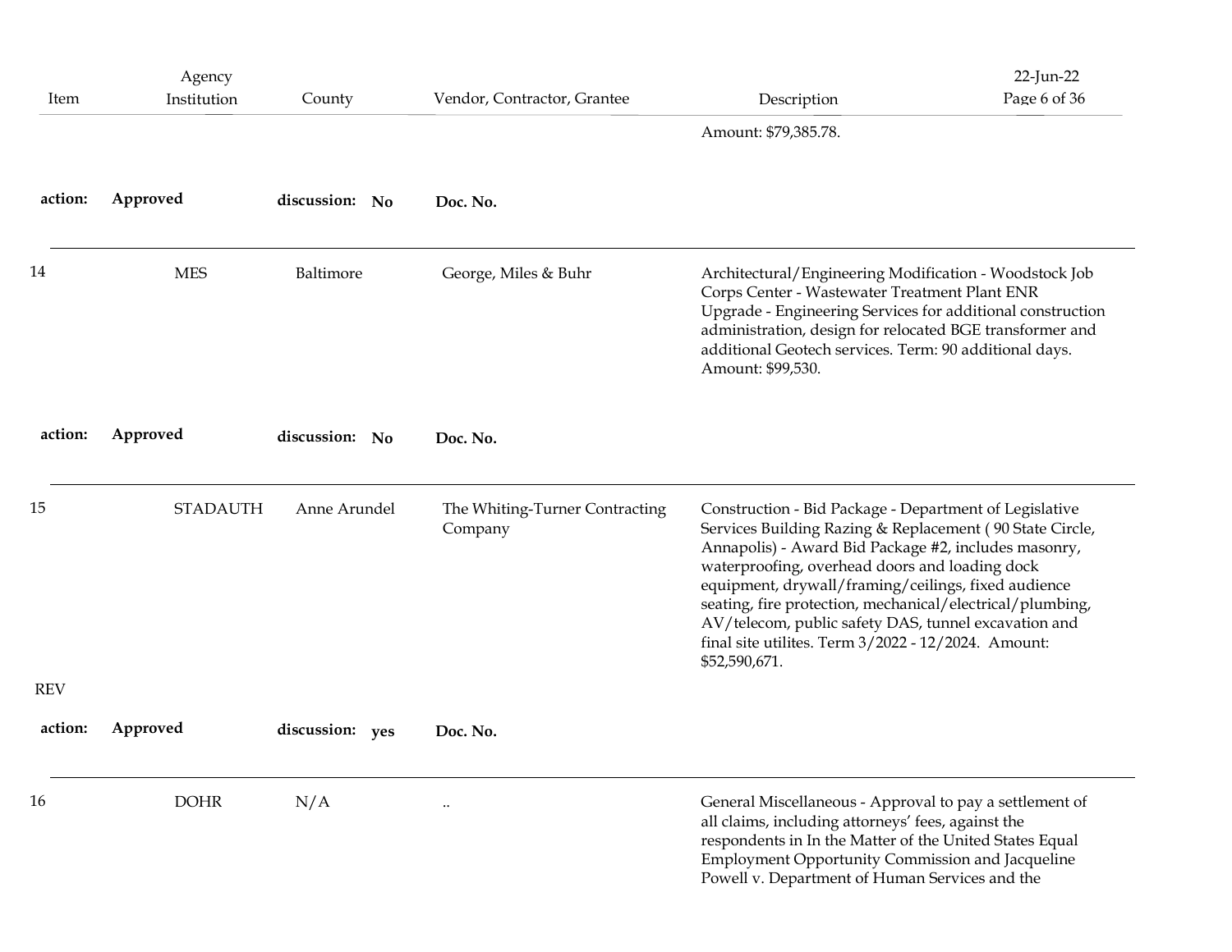| Item | Agency Institution | County | Vendor, Contractor, Grantee | Description |
|---|---|---|---|---|
| | | | | Amount: $79,385.78. |
| action: | Approved | discussion: No | Doc. No. | |
| 14 | MES | Baltimore | George, Miles & Buhr | Architectural/Engineering Modification - Woodstock Job Corps Center - Wastewater Treatment Plant ENR Upgrade - Engineering Services for additional construction administration, design for relocated BGE transformer and additional Geotech services. Term: 90 additional days. Amount: $99,530. |
| action: | Approved | discussion: No | Doc. No. | |
| 15 REV | STADAUTH | Anne Arundel | The Whiting-Turner Contracting Company | Construction - Bid Package - Department of Legislative Services Building Razing & Replacement ( 90 State Circle, Annapolis) - Award Bid Package #2, includes masonry, waterproofing, overhead doors and loading dock equipment, drywall/framing/ceilings, fixed audience seating, fire protection, mechanical/electrical/plumbing, AV/telecom, public safety DAS, tunnel excavation and final site utilites. Term 3/2022 - 12/2024. Amount: $52,590,671. |
| action: | Approved | discussion: yes | Doc. No. | |
| 16 | DOHR | N/A | .. | General Miscellaneous - Approval to pay a settlement of all claims, including attorneys' fees, against the respondents in In the Matter of the United States Equal Employment Opportunity Commission and Jacqueline Powell v. Department of Human Services and the |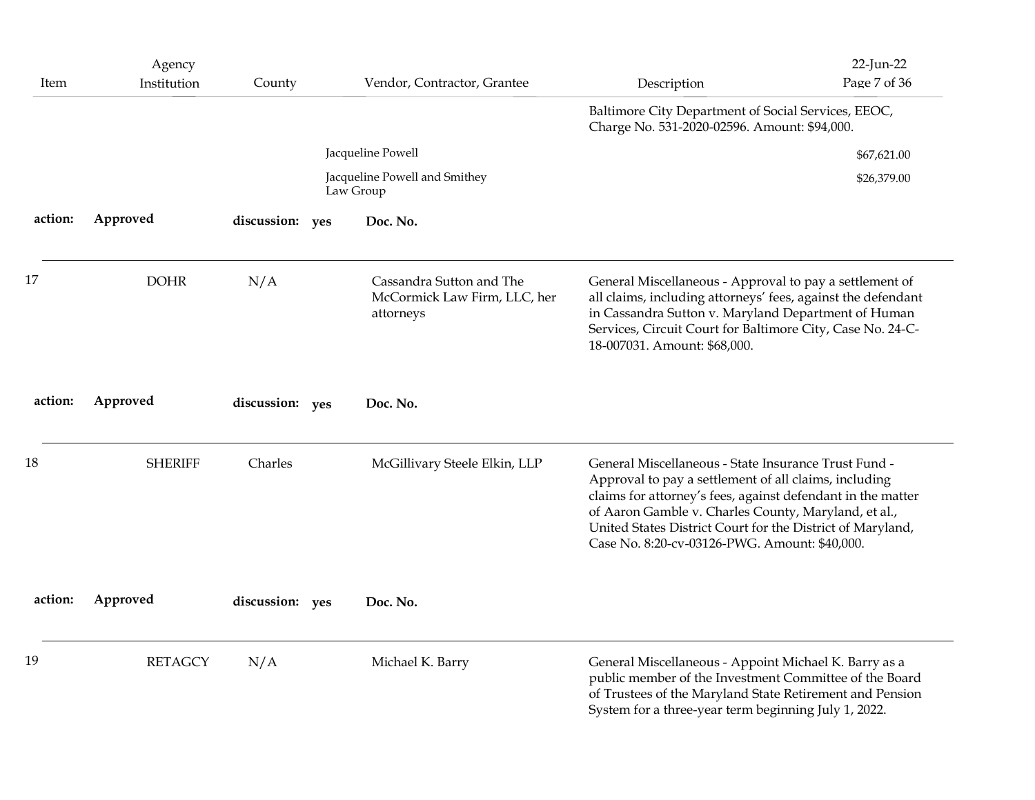| Item | Agency Institution | County | Vendor, Contractor, Grantee | Description | |
|---|---|---|---|---|---|
| | | | | Baltimore City Department of Social Services, EEOC, Charge No. 531-2020-02596. Amount: $94,000. | |
| | | | Jacqueline Powell | | $67,621.00 |
| | | | Jacqueline Powell and Smithey Law Group | | $26,379.00 |
| **action:** | **Approved** | **discussion:** **yes** | **Doc. No.** | | |
| 17 | DOHR | N/A | Cassandra Sutton and The McCormick Law Firm, LLC, her attorneys | General Miscellaneous - Approval to pay a settlement of all claims, including attorneys' fees, against the defendant in Cassandra Sutton v. Maryland Department of Human Services, Circuit Court for Baltimore City, Case No. 24-C-18-007031. Amount: $68,000. | |
| **action:** | **Approved** | **discussion:** **yes** | **Doc. No.** | | |
| 18 | SHERIFF | Charles | McGillivary Steele Elkin, LLP | General Miscellaneous - State Insurance Trust Fund - Approval to pay a settlement of all claims, including claims for attorney's fees, against defendant in the matter of Aaron Gamble v. Charles County, Maryland, et al., United States District Court for the District of Maryland, Case No. 8:20-cv-03126-PWG. Amount: $40,000. | |
| **action:** | **Approved** | **discussion:** **yes** | **Doc. No.** | | |
| 19 | RETAGCY | N/A | Michael K. Barry | General Miscellaneous - Appoint Michael K. Barry as a public member of the Investment Committee of the Board of Trustees of the Maryland State Retirement and Pension System for a three-year term beginning July 1, 2022. | |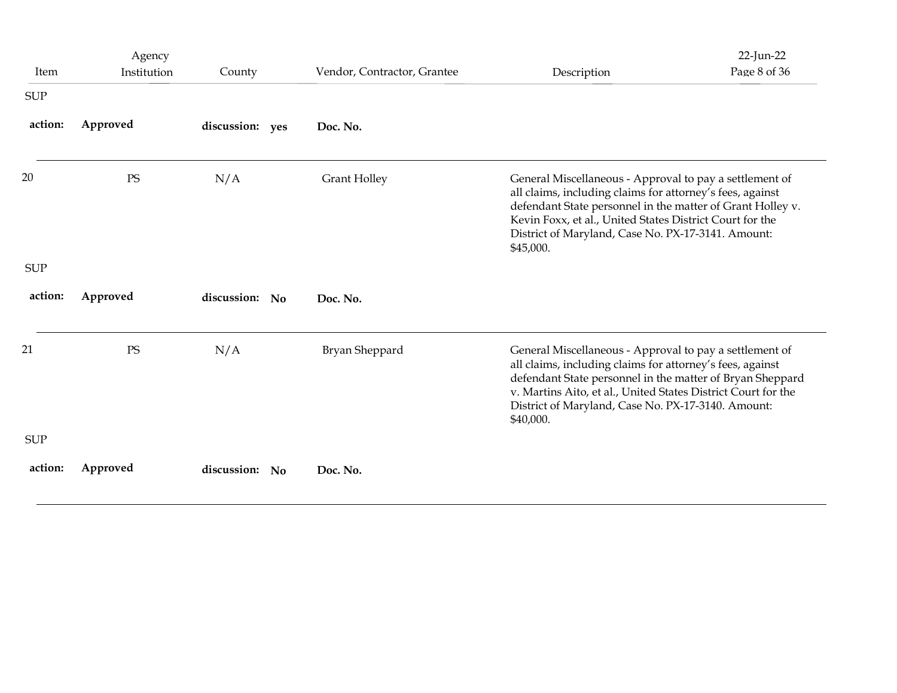| Item | Agency Institution | County | Vendor, Contractor, Grantee | Description |
|---|---|---|---|---|
| SUP | | | | |
| **action:** | **Approved** | **discussion: yes** | **Doc. No.** | |
| 20 | PS | N/A | Grant Holley | General Miscellaneous - Approval to pay a settlement of all claims, including claims for attorney's fees, against defendant State personnel in the matter of Grant Holley v. Kevin Foxx, et al., United States District Court for the District of Maryland, Case No. PX-17-3141. Amount: $45,000. |
| SUP | | | | |
| **action:** | **Approved** | **discussion: No** | **Doc. No.** | |
| 21 | PS | N/A | Bryan Sheppard | General Miscellaneous - Approval to pay a settlement of all claims, including claims for attorney's fees, against defendant State personnel in the matter of Bryan Sheppard v. Martins Aito, et al., United States District Court for the District of Maryland, Case No. PX-17-3140. Amount: $40,000. |
| SUP | | | | |
| **action:** | **Approved** | **discussion: No** | **Doc. No.** | |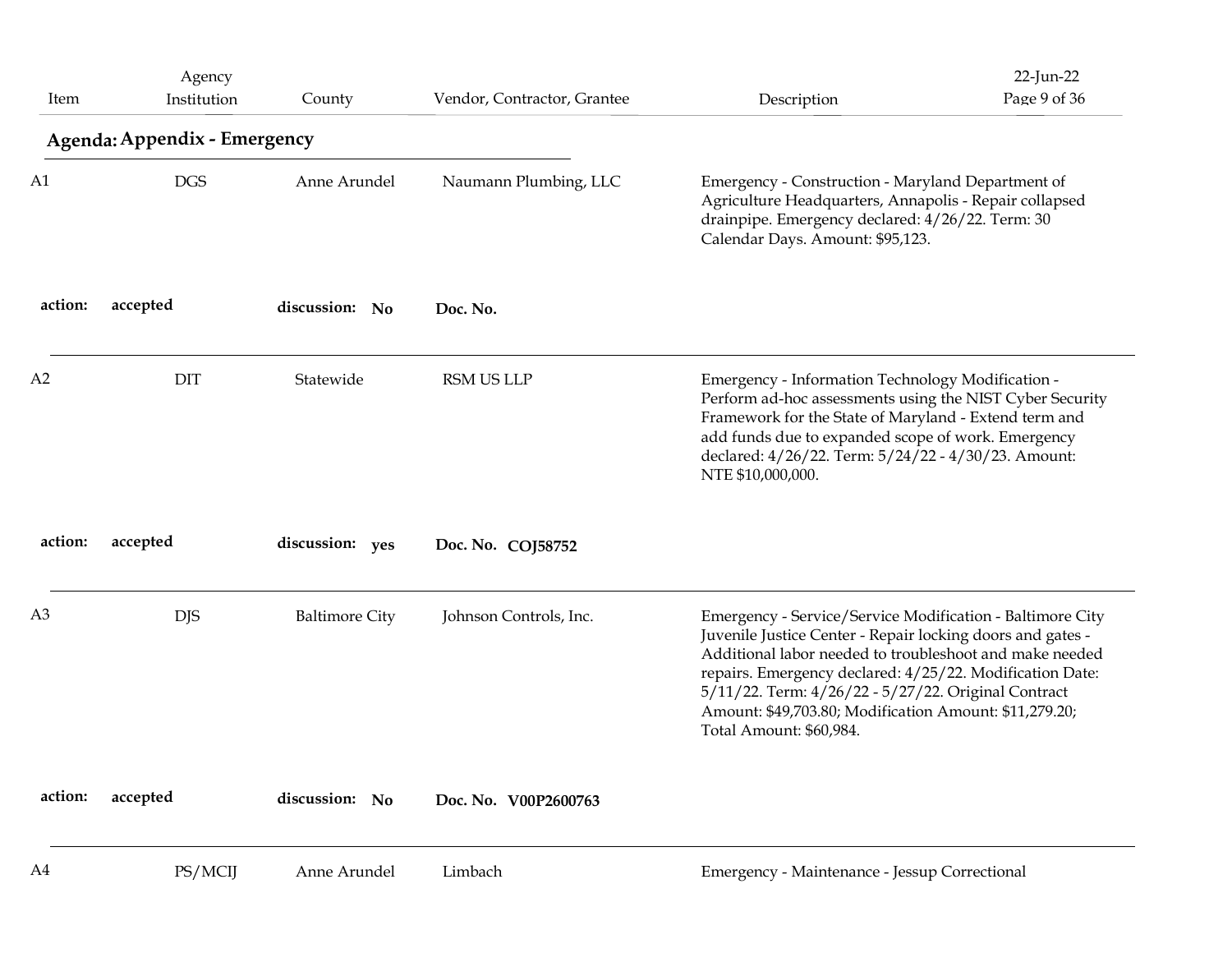| Item | Agency Institution | County | Vendor, Contractor, Grantee | Description |
|---|---|---|---|---|

## Agenda: Appendix - Emergency

| Item | Agency Institution | County | Vendor, Contractor, Grantee | Description |
|---|---|---|---|---|
| A1 | DGS | Anne Arundel | Naumann Plumbing, LLC | Emergency - Construction - Maryland Department of Agriculture Headquarters, Annapolis - Repair collapsed drainpipe. Emergency declared: 4/26/22. Term: 30 Calendar Days. Amount: $95,123. |
| **action:** accepted | | **discussion:** No | **Doc. No.** | |
| A2 | DIT | Statewide | RSM US LLP | Emergency - Information Technology Modification - Perform ad-hoc assessments using the NIST Cyber Security Framework for the State of Maryland - Extend term and add funds due to expanded scope of work. Emergency declared: 4/26/22. Term: 5/24/22 - 4/30/23. Amount: NTE $10,000,000. |
| **action:** accepted | | **discussion:** yes | **Doc. No. COJ58752** | |
| A3 | DJS | Baltimore City | Johnson Controls, Inc. | Emergency - Service/Service Modification - Baltimore City Juvenile Justice Center - Repair locking doors and gates - Additional labor needed to troubleshoot and make needed repairs. Emergency declared: 4/25/22. Modification Date: 5/11/22. Term: 4/26/22 - 5/27/22. Original Contract Amount: $49,703.80; Modification Amount: $11,279.20; Total Amount: $60,984. |
| **action:** accepted | | **discussion:** No | **Doc. No. V00P2600763** | |
| A4 | PS/MCIJ | Anne Arundel | Limbach | Emergency - Maintenance - Jessup Correctional |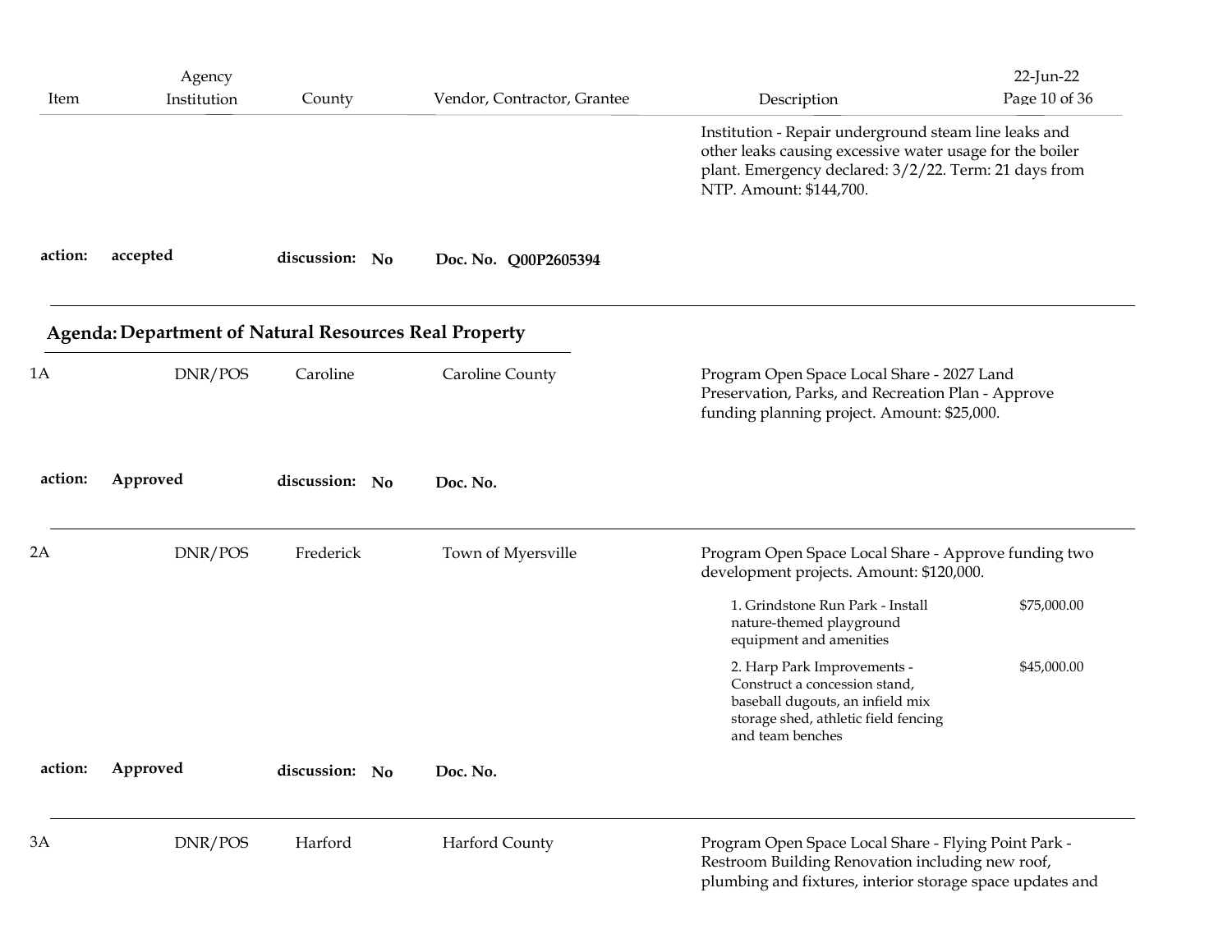| Item | Agency Institution | County | Vendor, Contractor, Grantee | Description |
|---|---|---|---|---|
| | | | | Institution - Repair underground steam line leaks and other leaks causing excessive water usage for the boiler plant. Emergency declared: 3/2/22. Term: 21 days from NTP. Amount: $144,700. |

**action:** accepted **discussion:** No **Doc. No.** Q00P2605394

---

## Agenda: Department of Natural Resources Real Property

| Item | Agency Institution | County | Vendor, Contractor, Grantee | Description |
|---|---|---|---|---|
| 1A | DNR/POS | Caroline | Caroline County | Program Open Space Local Share - 2027 Land Preservation, Parks, and Recreation Plan - Approve funding planning project. Amount: $25,000. |

**action:** Approved **discussion:** No **Doc. No.**

---

| Item | Agency Institution | County | Vendor, Contractor, Grantee | Description |
|---|---|---|---|---|
| 2A | DNR/POS | Frederick | Town of Myersville | Program Open Space Local Share - Approve funding two development projects. Amount: $120,000. |

| Project | Amount |
|---|---|
| 1. Grindstone Run Park - Install nature-themed playground equipment and amenities | $75,000.00 |
| 2. Harp Park Improvements - Construct a concession stand, baseball dugouts, an infield mix storage shed, athletic field fencing and team benches | $45,000.00 |

**action:** Approved **discussion:** No **Doc. No.**

---

| Item | Agency Institution | County | Vendor, Contractor, Grantee | Description |
|---|---|---|---|---|
| 3A | DNR/POS | Harford | Harford County | Program Open Space Local Share - Flying Point Park - Restroom Building Renovation including new roof, plumbing and fixtures, interior storage space updates and |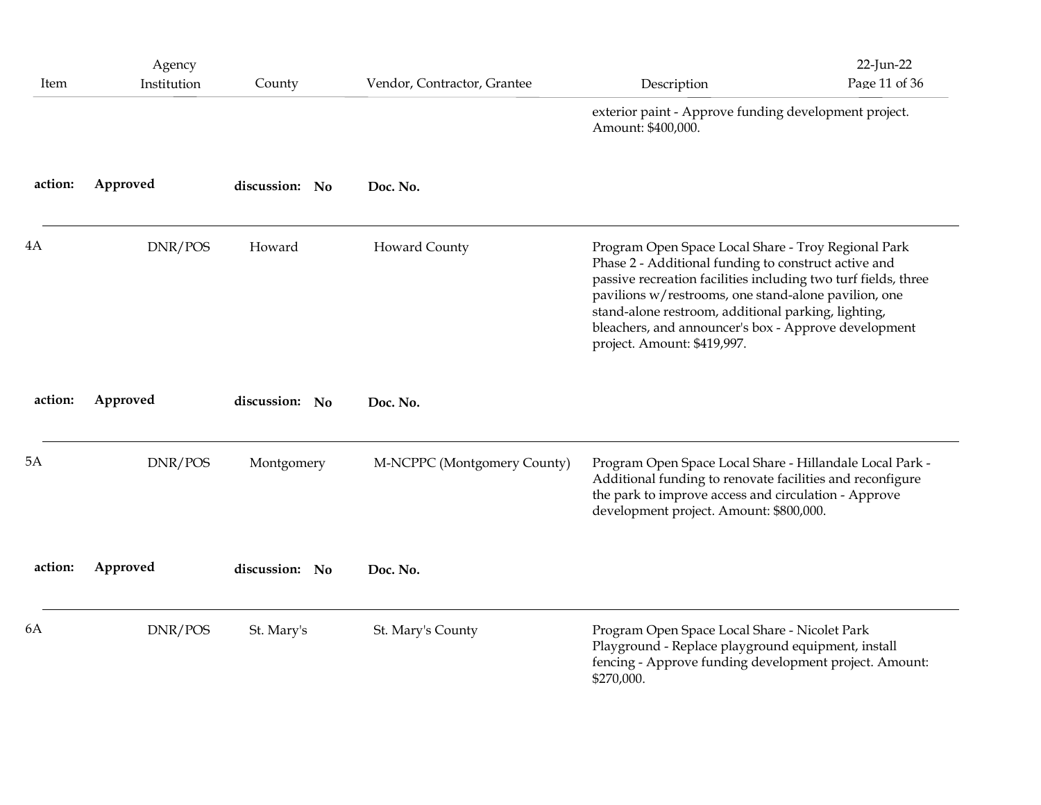| Item | Agency Institution | County | Vendor, Contractor, Grantee | Description |
|---|---|---|---|---|
| | | | | exterior paint - Approve funding development project. Amount: $400,000. |
| **action:** | **Approved** | **discussion: No** | **Doc. No.** | |
| 4A | DNR/POS | Howard | Howard County | Program Open Space Local Share - Troy Regional Park Phase 2 - Additional funding to construct active and passive recreation facilities including two turf fields, three pavilions w/restrooms, one stand-alone pavilion, one stand-alone restroom, additional parking, lighting, bleachers, and announcer's box - Approve development project. Amount: $419,997. |
| **action:** | **Approved** | **discussion: No** | **Doc. No.** | |
| 5A | DNR/POS | Montgomery | M-NCPPC (Montgomery County) | Program Open Space Local Share - Hillandale Local Park - Additional funding to renovate facilities and reconfigure the park to improve access and circulation - Approve development project. Amount: $800,000. |
| **action:** | **Approved** | **discussion: No** | **Doc. No.** | |
| 6A | DNR/POS | St. Mary's | St. Mary's County | Program Open Space Local Share - Nicolet Park Playground - Replace playground equipment, install fencing - Approve funding development project. Amount: $270,000. |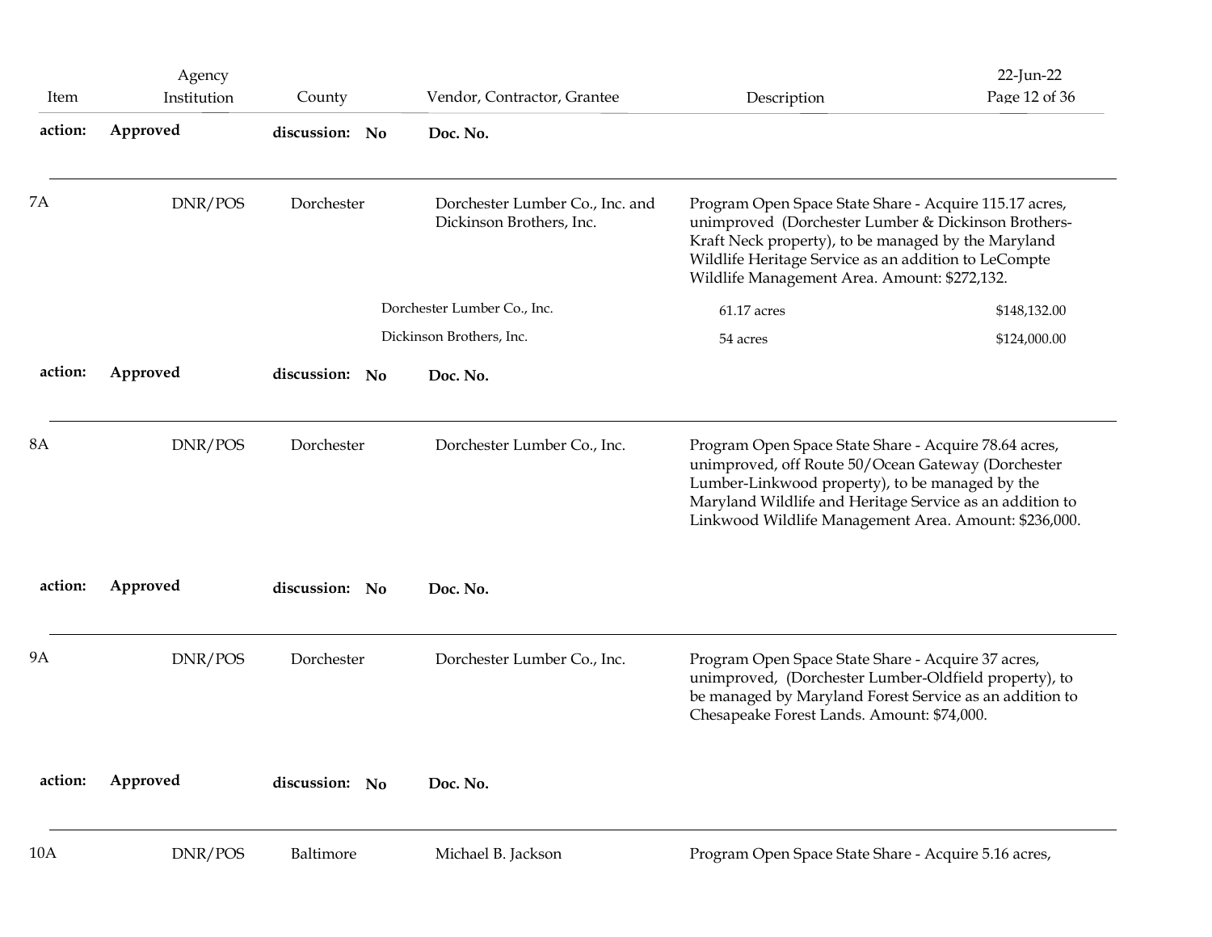| Item | Agency Institution | County | Vendor, Contractor, Grantee | Description | |
|---|---|---|---|---|---|
| **action:** | **Approved** | **discussion: No** | **Doc. No.** | | |
| 7A | DNR/POS | Dorchester | Dorchester Lumber Co., Inc. and Dickinson Brothers, Inc. | Program Open Space State Share - Acquire 115.17 acres, unimproved (Dorchester Lumber & Dickinson Brothers-Kraft Neck property), to be managed by the Maryland Wildlife Heritage Service as an addition to LeCompte Wildlife Management Area. Amount: $272,132. | |
| | | | Dorchester Lumber Co., Inc. | 61.17 acres | $148,132.00 |
| | | | Dickinson Brothers, Inc. | 54 acres | $124,000.00 |
| **action:** | **Approved** | **discussion: No** | **Doc. No.** | | |
| 8A | DNR/POS | Dorchester | Dorchester Lumber Co., Inc. | Program Open Space State Share - Acquire 78.64 acres, unimproved, off Route 50/Ocean Gateway (Dorchester Lumber-Linkwood property), to be managed by the Maryland Wildlife and Heritage Service as an addition to Linkwood Wildlife Management Area. Amount: $236,000. | |
| **action:** | **Approved** | **discussion: No** | **Doc. No.** | | |
| 9A | DNR/POS | Dorchester | Dorchester Lumber Co., Inc. | Program Open Space State Share - Acquire 37 acres, unimproved, (Dorchester Lumber-Oldfield property), to be managed by Maryland Forest Service as an addition to Chesapeake Forest Lands. Amount: $74,000. | |
| **action:** | **Approved** | **discussion: No** | **Doc. No.** | | |
| 10A | DNR/POS | Baltimore | Michael B. Jackson | Program Open Space State Share - Acquire 5.16 acres, | |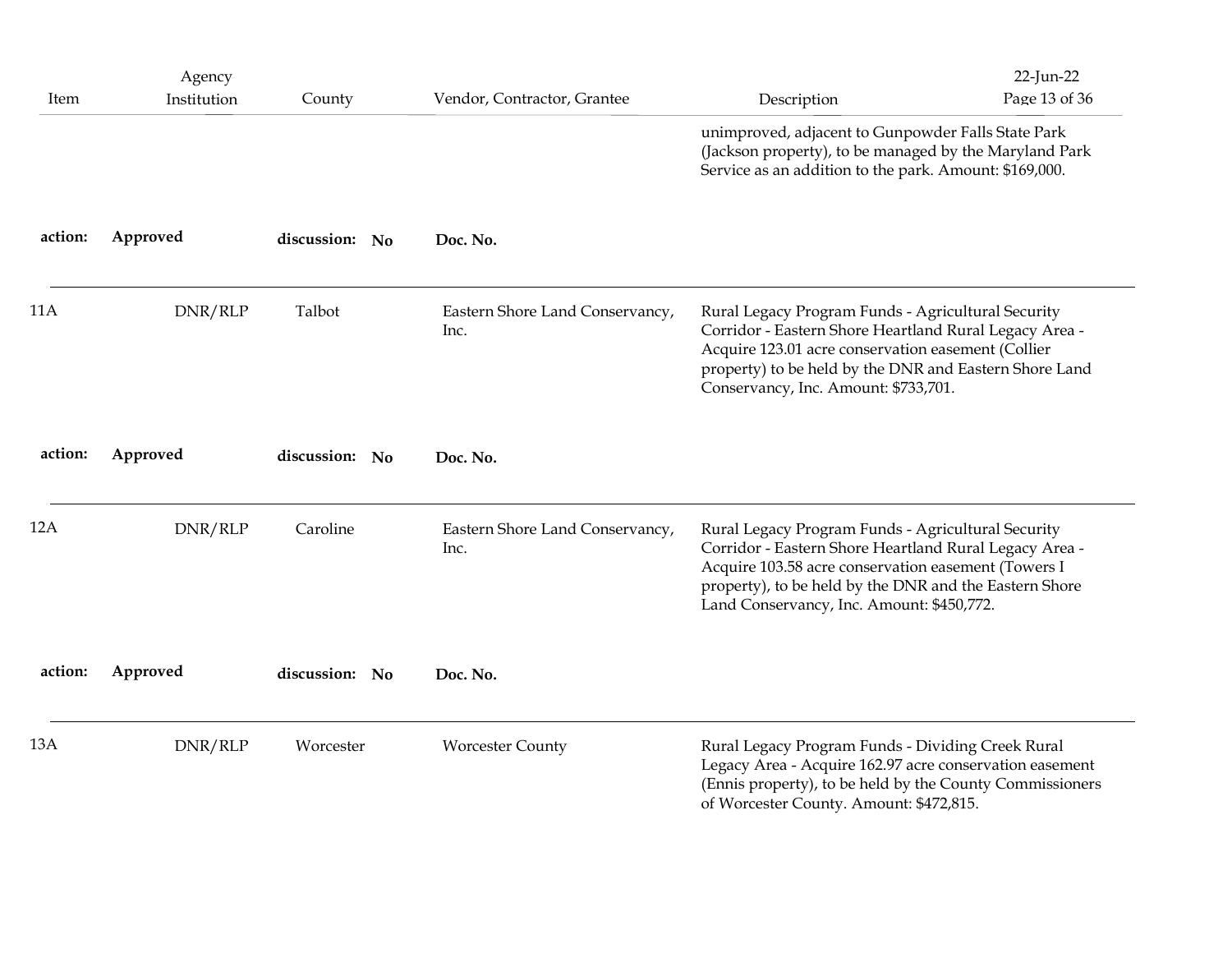| Item | Agency Institution | County | Vendor, Contractor, Grantee | Description |
|---|---|---|---|---|
| | | | | unimproved, adjacent to Gunpowder Falls State Park (Jackson property), to be managed by the Maryland Park Service as an addition to the park. Amount: $169,000. |

**action:** **Approved** **discussion:** **No** **Doc. No.**

| Item | Agency Institution | County | Vendor, Contractor, Grantee | Description |
|---|---|---|---|---|
| 11A | DNR/RLP | Talbot | Eastern Shore Land Conservancy, Inc. | Rural Legacy Program Funds - Agricultural Security Corridor - Eastern Shore Heartland Rural Legacy Area - Acquire 123.01 acre conservation easement (Collier property) to be held by the DNR and Eastern Shore Land Conservancy, Inc. Amount: $733,701. |

**action:** **Approved** **discussion:** **No** **Doc. No.**

| Item | Agency Institution | County | Vendor, Contractor, Grantee | Description |
|---|---|---|---|---|
| 12A | DNR/RLP | Caroline | Eastern Shore Land Conservancy, Inc. | Rural Legacy Program Funds - Agricultural Security Corridor - Eastern Shore Heartland Rural Legacy Area - Acquire 103.58 acre conservation easement (Towers I property), to be held by the DNR and the Eastern Shore Land Conservancy, Inc. Amount: $450,772. |

**action:** **Approved** **discussion:** **No** **Doc. No.**

| Item | Agency Institution | County | Vendor, Contractor, Grantee | Description |
|---|---|---|---|---|
| 13A | DNR/RLP | Worcester | Worcester County | Rural Legacy Program Funds - Dividing Creek Rural Legacy Area - Acquire 162.97 acre conservation easement (Ennis property), to be held by the County Commissioners of Worcester County. Amount: $472,815. |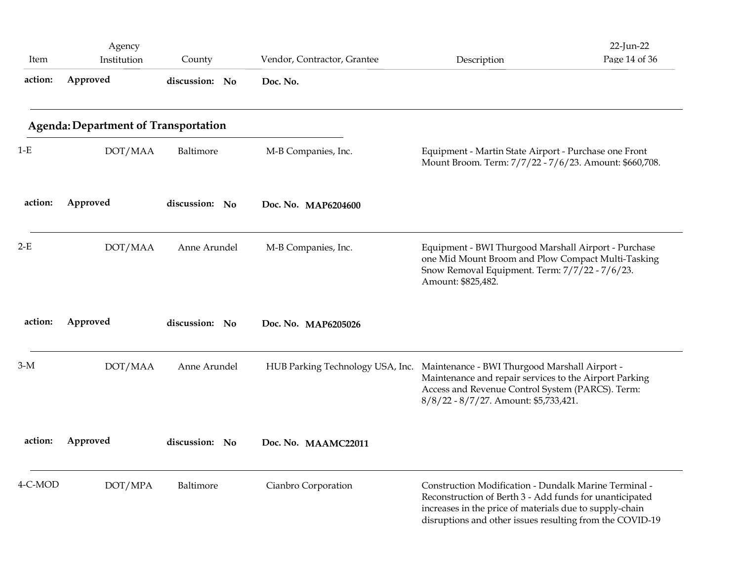| Item | Agency Institution | County | Vendor, Contractor, Grantee | Description |
|---|---|---|---|---|
| **action:** | **Approved** | **discussion: No** | **Doc. No.** | |

**Agenda: Department of Transportation**

| Item | Agency Institution | County | Vendor, Contractor, Grantee | Description |
|---|---|---|---|---|
| 1-E | DOT/MAA | Baltimore | M-B Companies, Inc. | Equipment - Martin State Airport - Purchase one Front Mount Broom. Term: 7/7/22 - 7/6/23. Amount: $660,708. |
| **action:** | **Approved** | **discussion: No** | **Doc. No. MAP6204600** | |
| 2-E | DOT/MAA | Anne Arundel | M-B Companies, Inc. | Equipment - BWI Thurgood Marshall Airport - Purchase one Mid Mount Broom and Plow Compact Multi-Tasking Snow Removal Equipment. Term: 7/7/22 - 7/6/23. Amount: $825,482. |
| **action:** | **Approved** | **discussion: No** | **Doc. No. MAP6205026** | |
| 3-M | DOT/MAA | Anne Arundel | HUB Parking Technology USA, Inc. | Maintenance - BWI Thurgood Marshall Airport - Maintenance and repair services to the Airport Parking Access and Revenue Control System (PARCS). Term: 8/8/22 - 8/7/27. Amount: $5,733,421. |
| **action:** | **Approved** | **discussion: No** | **Doc. No. MAAMC22011** | |
| 4-C-MOD | DOT/MPA | Baltimore | Cianbro Corporation | Construction Modification - Dundalk Marine Terminal - Reconstruction of Berth 3 - Add funds for unanticipated increases in the price of materials due to supply-chain disruptions and other issues resulting from the COVID-19 |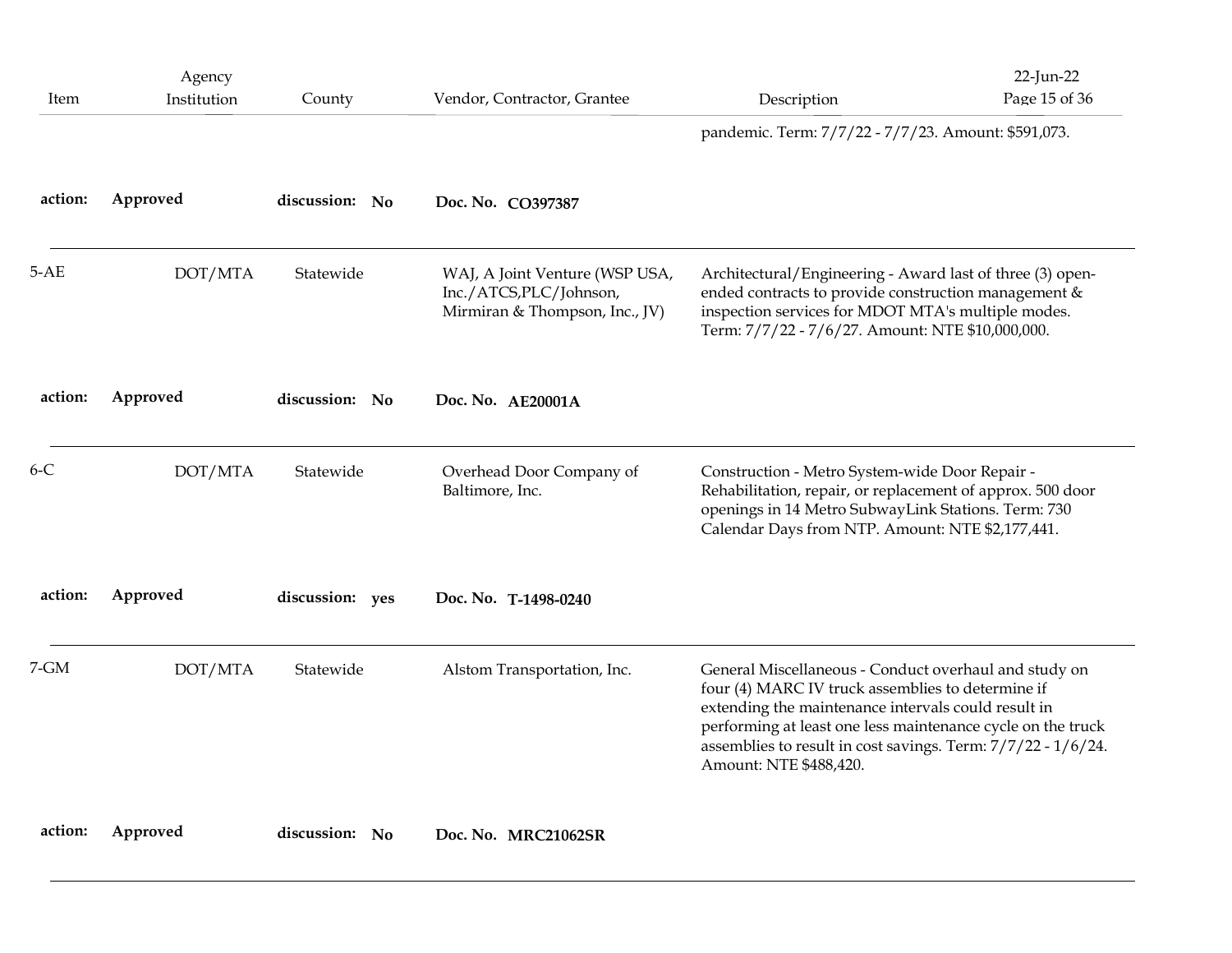| Item | Agency Institution | County | Vendor, Contractor, Grantee | Description |
|---|---|---|---|---|
| | | | | pandemic. Term: 7/7/22 - 7/7/23. Amount: $591,073. |
| **action:** | **Approved** | **discussion: No** | **Doc. No. CO397387** | |
| 5-AE | DOT/MTA | Statewide | WAJ, A Joint Venture (WSP USA, Inc./ATCS,PLC/Johnson, Mirmiran & Thompson, Inc., JV) | Architectural/Engineering - Award last of three (3) open-ended contracts to provide construction management & inspection services for MDOT MTA's multiple modes. Term: 7/7/22 - 7/6/27. Amount: NTE $10,000,000. |
| **action:** | **Approved** | **discussion: No** | **Doc. No. AE20001A** | |
| 6-C | DOT/MTA | Statewide | Overhead Door Company of Baltimore, Inc. | Construction - Metro System-wide Door Repair - Rehabilitation, repair, or replacement of approx. 500 door openings in 14 Metro SubwayLink Stations. Term: 730 Calendar Days from NTP. Amount: NTE $2,177,441. |
| **action:** | **Approved** | **discussion: yes** | **Doc. No. T-1498-0240** | |
| 7-GM | DOT/MTA | Statewide | Alstom Transportation, Inc. | General Miscellaneous - Conduct overhaul and study on four (4) MARC IV truck assemblies to determine if extending the maintenance intervals could result in performing at least one less maintenance cycle on the truck assemblies to result in cost savings. Term: 7/7/22 - 1/6/24. Amount: NTE $488,420. |
| **action:** | **Approved** | **discussion: No** | **Doc. No. MRC21062SR** | |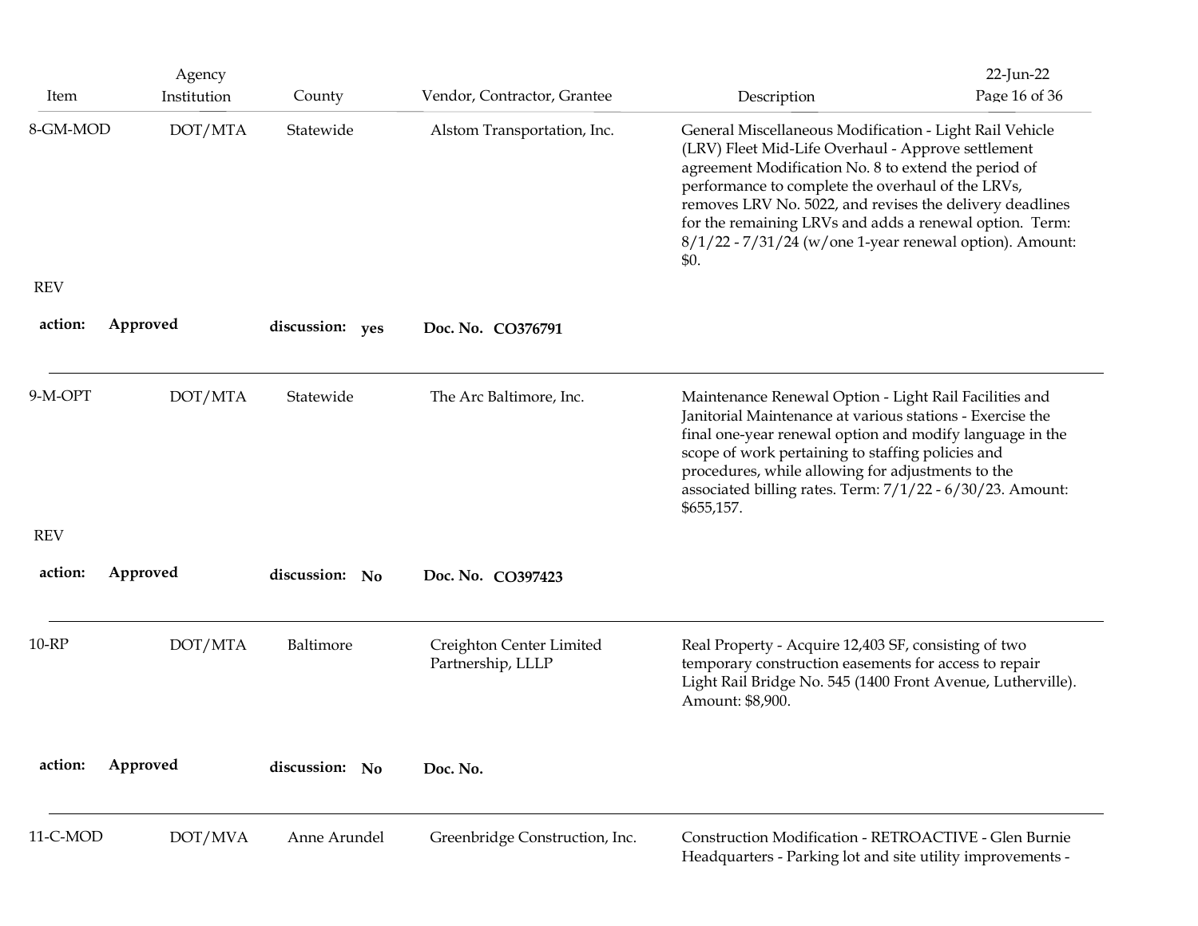| Item | Agency Institution | County | Vendor, Contractor, Grantee | Description |
|---|---|---|---|---|
| 8-GM-MOD | DOT/MTA | Statewide | Alstom Transportation, Inc. | General Miscellaneous Modification - Light Rail Vehicle (LRV) Fleet Mid-Life Overhaul - Approve settlement agreement Modification No. 8 to extend the period of performance to complete the overhaul of the LRVs, removes LRV No. 5022, and revises the delivery deadlines for the remaining LRVs and adds a renewal option. Term: 8/1/22 - 7/31/24 (w/one 1-year renewal option). Amount: $0. |

REV

**action:** **Approved** **discussion:** **yes** **Doc. No. CO376791**

---

| Item | Agency Institution | County | Vendor, Contractor, Grantee | Description |
|---|---|---|---|---|
| 9-M-OPT | DOT/MTA | Statewide | The Arc Baltimore, Inc. | Maintenance Renewal Option - Light Rail Facilities and Janitorial Maintenance at various stations - Exercise the final one-year renewal option and modify language in the scope of work pertaining to staffing policies and procedures, while allowing for adjustments to the associated billing rates. Term: 7/1/22 - 6/30/23. Amount: $655,157. |

REV

**action:** **Approved** **discussion:** **No** **Doc. No. CO397423**

---

| Item | Agency Institution | County | Vendor, Contractor, Grantee | Description |
|---|---|---|---|---|
| 10-RP | DOT/MTA | Baltimore | Creighton Center Limited Partnership, LLLP | Real Property - Acquire 12,403 SF, consisting of two temporary construction easements for access to repair Light Rail Bridge No. 545 (1400 Front Avenue, Lutherville). Amount: $8,900. |

**action:** **Approved** **discussion:** **No** **Doc. No.**

---

| Item | Agency Institution | County | Vendor, Contractor, Grantee | Description |
|---|---|---|---|---|
| 11-C-MOD | DOT/MVA | Anne Arundel | Greenbridge Construction, Inc. | Construction Modification - RETROACTIVE - Glen Burnie Headquarters - Parking lot and site utility improvements - |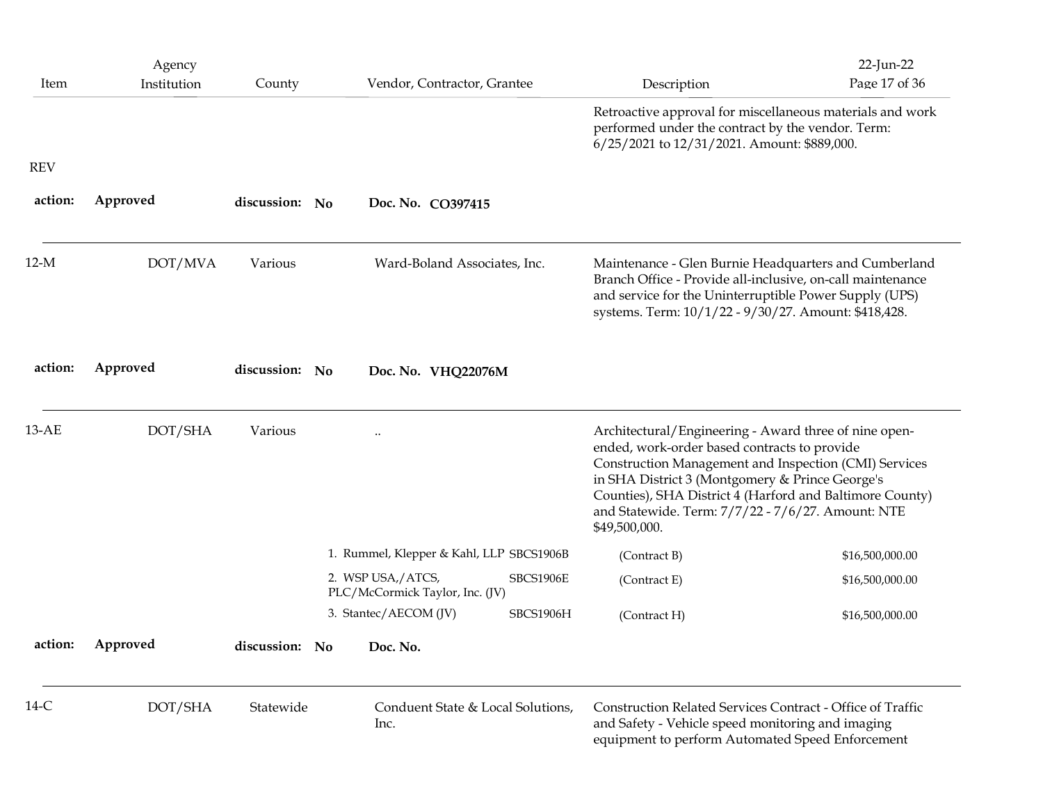| Item | Agency Institution | County | Vendor, Contractor, Grantee | Description |
|---|---|---|---|---|
| | | | | Retroactive approval for miscellaneous materials and work performed under the contract by the vendor. Term: 6/25/2021 to 12/31/2021. Amount: $889,000. |
| REV | | | | |

**action:** Approved **discussion:** No **Doc. No.** CO397415

---

| Item | Agency Institution | County | Vendor, Contractor, Grantee | Description |
|---|---|---|---|---|
| 12-M | DOT/MVA | Various | Ward-Boland Associates, Inc. | Maintenance - Glen Burnie Headquarters and Cumberland Branch Office - Provide all-inclusive, on-call maintenance and service for the Uninterruptible Power Supply (UPS) systems. Term: 10/1/22 - 9/30/27. Amount: $418,428. |

**action:** Approved **discussion:** No **Doc. No.** VHQ22076M

---

| Item | Agency Institution | County | Vendor, Contractor, Grantee | Description |
|---|---|---|---|---|
| 13-AE | DOT/SHA | Various | .. | Architectural/Engineering - Award three of nine open-ended, work-order based contracts to provide Construction Management and Inspection (CMI) Services in SHA District 3 (Montgomery & Prince George's Counties), SHA District 4 (Harford and Baltimore County) and Statewide. Term: 7/7/22 - 7/6/27. Amount: NTE $49,500,000. |

| Vendor | Contract No. | Contract | Amount |
|---|---|---|---|
| 1. Rummel, Klepper & Kahl, LLP | SBCS1906B | (Contract B) | $16,500,000.00 |
| 2. WSP USA,/ATCS, PLC/McCormick Taylor, Inc. (JV) | SBCS1906E | (Contract E) | $16,500,000.00 |
| 3. Stantec/AECOM (JV) | SBCS1906H | (Contract H) | $16,500,000.00 |

**action:** Approved **discussion:** No **Doc. No.**

---

| Item | Agency Institution | County | Vendor, Contractor, Grantee | Description |
|---|---|---|---|---|
| 14-C | DOT/SHA | Statewide | Conduent State & Local Solutions, Inc. | Construction Related Services Contract - Office of Traffic and Safety - Vehicle speed monitoring and imaging equipment to perform Automated Speed Enforcement |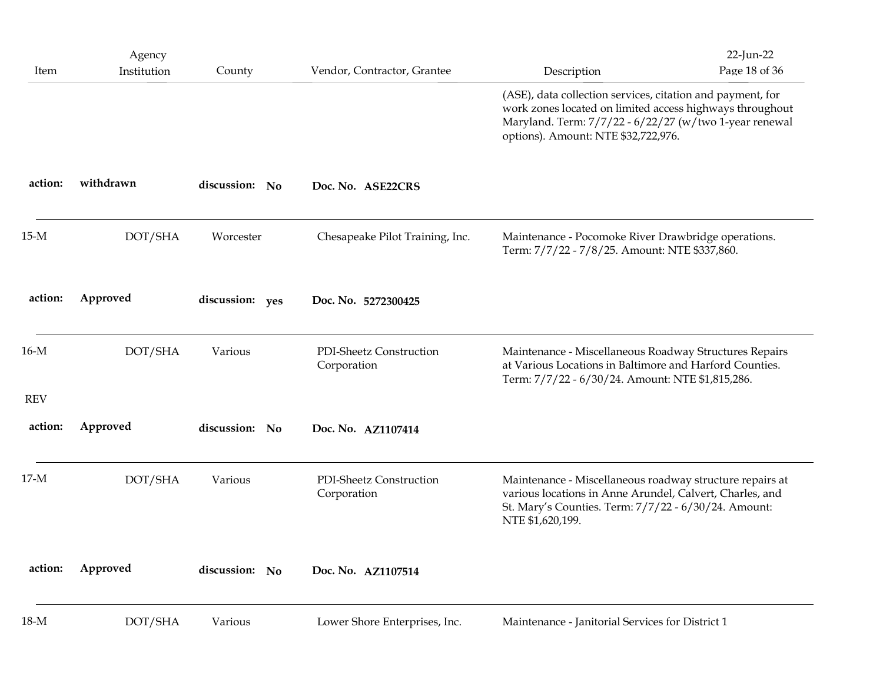| Item | Agency Institution | County | Vendor, Contractor, Grantee | Description |
|---|---|---|---|---|
| | | | | (ASE), data collection services, citation and payment, for work zones located on limited access highways throughout Maryland. Term: 7/7/22 - 6/22/27 (w/two 1-year renewal options). Amount: NTE $32,722,976. |
| **action:** | **withdrawn** | **discussion: No** | **Doc. No. ASE22CRS** | |
| 15-M | DOT/SHA | Worcester | Chesapeake Pilot Training, Inc. | Maintenance - Pocomoke River Drawbridge operations. Term: 7/7/22 - 7/8/25. Amount: NTE $337,860. |
| **action:** | **Approved** | **discussion: yes** | **Doc. No. 5272300425** | |
| 16-M REV | DOT/SHA | Various | PDI-Sheetz Construction Corporation | Maintenance - Miscellaneous Roadway Structures Repairs at Various Locations in Baltimore and Harford Counties. Term: 7/7/22 - 6/30/24. Amount: NTE $1,815,286. |
| **action:** | **Approved** | **discussion: No** | **Doc. No. AZ1107414** | |
| 17-M | DOT/SHA | Various | PDI-Sheetz Construction Corporation | Maintenance - Miscellaneous roadway structure repairs at various locations in Anne Arundel, Calvert, Charles, and St. Mary's Counties. Term: 7/7/22 - 6/30/24. Amount: NTE $1,620,199. |
| **action:** | **Approved** | **discussion: No** | **Doc. No. AZ1107514** | |
| 18-M | DOT/SHA | Various | Lower Shore Enterprises, Inc. | Maintenance - Janitorial Services for District 1 |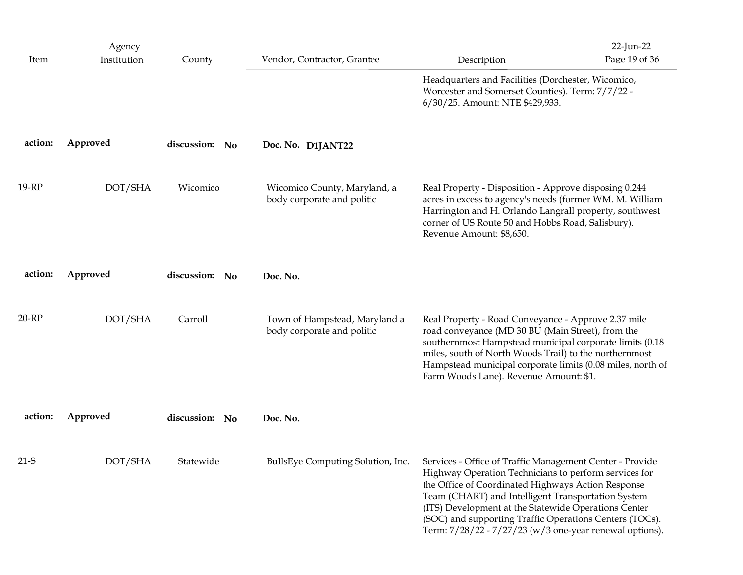| Item | Agency Institution | County | Vendor, Contractor, Grantee | Description |
|---|---|---|---|---|
| | | | | Headquarters and Facilities (Dorchester, Wicomico, Worcester and Somerset Counties). Term: 7/7/22 - 6/30/25. Amount: NTE $429,933. |
| **action:** | **Approved** | **discussion: No** | **Doc. No. D1JANT22** | |
| 19-RP | DOT/SHA | Wicomico | Wicomico County, Maryland, a body corporate and politic | Real Property - Disposition - Approve disposing 0.244 acres in excess to agency's needs (former WM. M. William Harrington and H. Orlando Langrall property, southwest corner of US Route 50 and Hobbs Road, Salisbury). Revenue Amount: $8,650. |
| **action:** | **Approved** | **discussion: No** | **Doc. No.** | |
| 20-RP | DOT/SHA | Carroll | Town of Hampstead, Maryland a body corporate and politic | Real Property - Road Conveyance - Approve 2.37 mile road conveyance (MD 30 BU (Main Street), from the southernmost Hampstead municipal corporate limits (0.18 miles, south of North Woods Trail) to the northernmost Hampstead municipal corporate limits (0.08 miles, north of Farm Woods Lane). Revenue Amount: $1. |
| **action:** | **Approved** | **discussion: No** | **Doc. No.** | |
| 21-S | DOT/SHA | Statewide | BullsEye Computing Solution, Inc. | Services - Office of Traffic Management Center - Provide Highway Operation Technicians to perform services for the Office of Coordinated Highways Action Response Team (CHART) and Intelligent Transportation System (ITS) Development at the Statewide Operations Center (SOC) and supporting Traffic Operations Centers (TOCs). Term: 7/28/22 - 7/27/23 (w/3 one-year renewal options). |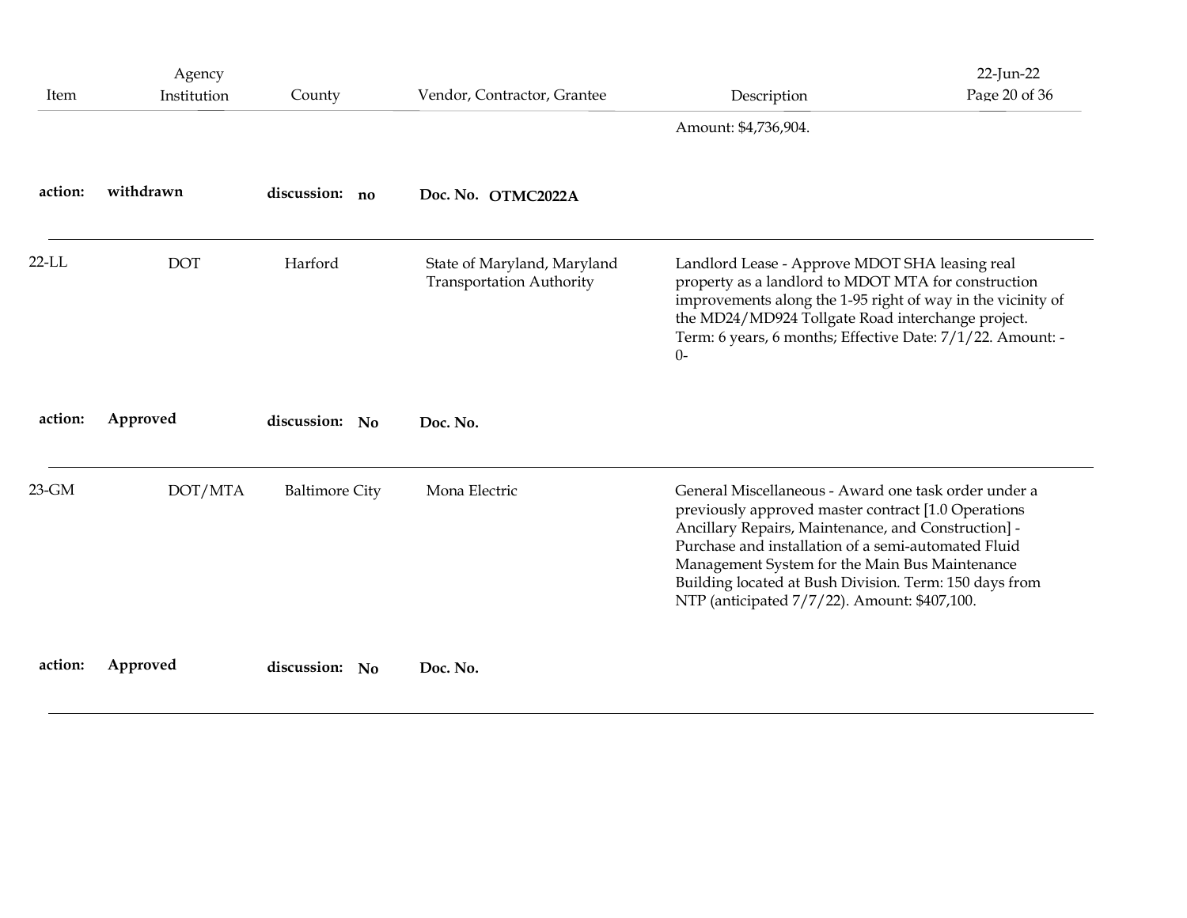| Item | Agency Institution | County | Vendor, Contractor, Grantee | Description |
| --- | --- | --- | --- | --- |
| | | | | Amount: $4,736,904. |
| **action:** | **withdrawn** | **discussion: no** | **Doc. No. OTMC2022A** | |
| 22-LL | DOT | Harford | State of Maryland, Maryland Transportation Authority | Landlord Lease - Approve MDOT SHA leasing real property as a landlord to MDOT MTA for construction improvements along the 1-95 right of way in the vicinity of the MD24/MD924 Tollgate Road interchange project. Term: 6 years, 6 months; Effective Date: 7/1/22. Amount: -0- |
| **action:** | **Approved** | **discussion: No** | **Doc. No.** | |
| 23-GM | DOT/MTA | Baltimore City | Mona Electric | General Miscellaneous - Award one task order under a previously approved master contract [1.0 Operations Ancillary Repairs, Maintenance, and Construction] - Purchase and installation of a semi-automated Fluid Management System for the Main Bus Maintenance Building located at Bush Division. Term: 150 days from NTP (anticipated 7/7/22). Amount: $407,100. |
| **action:** | **Approved** | **discussion: No** | **Doc. No.** | |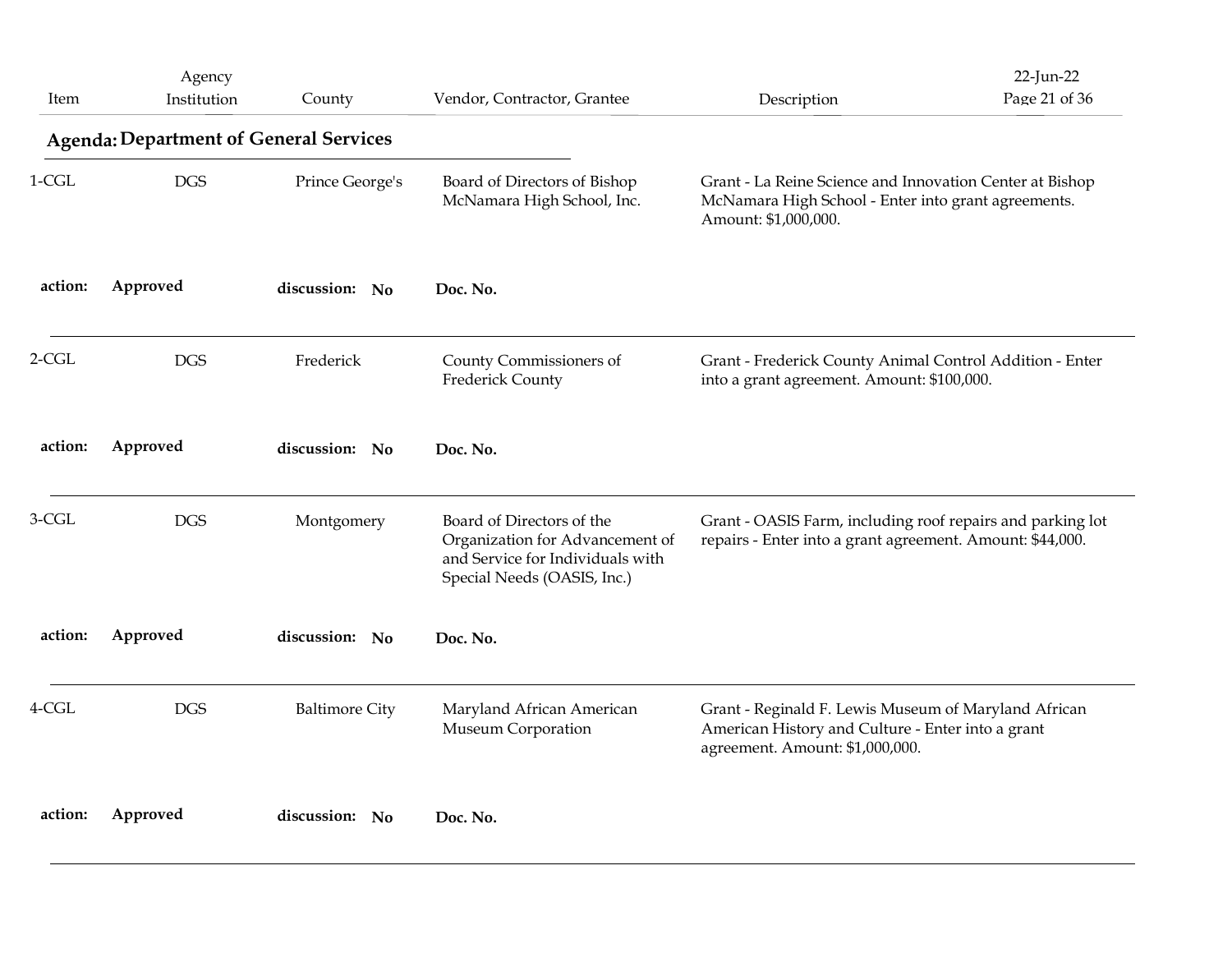## Agenda: Department of General Services

| Item | Agency Institution | County | Vendor, Contractor, Grantee | Description |
|---|---|---|---|---|
| 1-CGL | DGS | Prince George's | Board of Directors of Bishop McNamara High School, Inc. | Grant - La Reine Science and Innovation Center at Bishop McNamara High School - Enter into grant agreements. Amount: $1,000,000. |
| **action:** **Approved** | | **discussion:** **No** | **Doc. No.** | |
| 2-CGL | DGS | Frederick | County Commissioners of Frederick County | Grant - Frederick County Animal Control Addition - Enter into a grant agreement. Amount: $100,000. |
| **action:** **Approved** | | **discussion:** **No** | **Doc. No.** | |
| 3-CGL | DGS | Montgomery | Board of Directors of the Organization for Advancement of and Service for Individuals with Special Needs (OASIS, Inc.) | Grant - OASIS Farm, including roof repairs and parking lot repairs - Enter into a grant agreement. Amount: $44,000. |
| **action:** **Approved** | | **discussion:** **No** | **Doc. No.** | |
| 4-CGL | DGS | Baltimore City | Maryland African American Museum Corporation | Grant - Reginald F. Lewis Museum of Maryland African American History and Culture - Enter into a grant agreement. Amount: $1,000,000. |
| **action:** **Approved** | | **discussion:** **No** | **Doc. No.** | |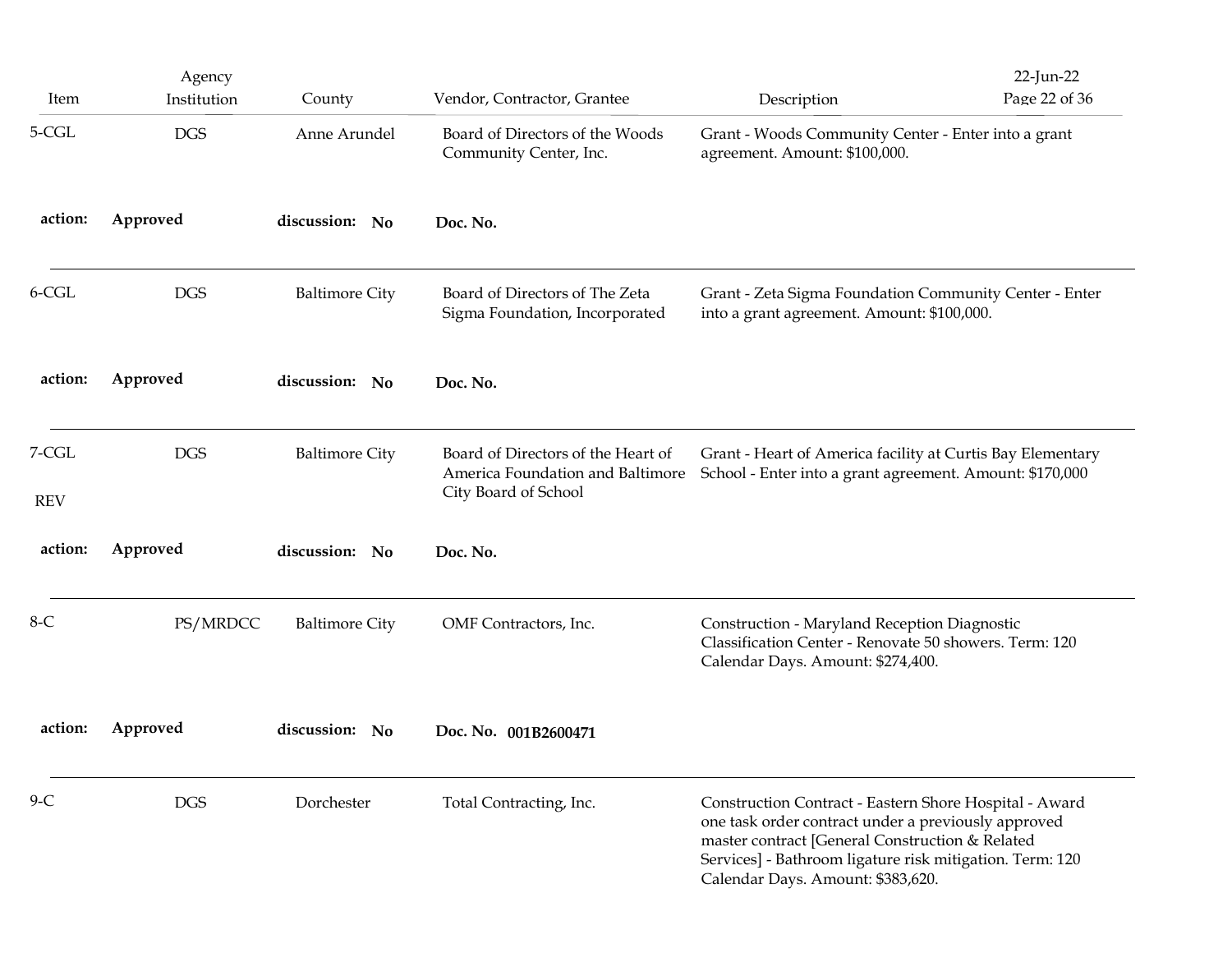| Item | Agency Institution | County | Vendor, Contractor, Grantee | Description |
|---|---|---|---|---|
| 5-CGL | DGS | Anne Arundel | Board of Directors of the Woods Community Center, Inc. | Grant - Woods Community Center - Enter into a grant agreement. Amount: $100,000. |
| **action:** | **Approved** | **discussion: No** | **Doc. No.** | |
| 6-CGL | DGS | Baltimore City | Board of Directors of The Zeta Sigma Foundation, Incorporated | Grant - Zeta Sigma Foundation Community Center - Enter into a grant agreement. Amount: $100,000. |
| **action:** | **Approved** | **discussion: No** | **Doc. No.** | |
| 7-CGL REV | DGS | Baltimore City | Board of Directors of the Heart of America Foundation and Baltimore City Board of School | Grant - Heart of America facility at Curtis Bay Elementary School - Enter into a grant agreement. Amount: $170,000 |
| **action:** | **Approved** | **discussion: No** | **Doc. No.** | |
| 8-C | PS/MRDCC | Baltimore City | OMF Contractors, Inc. | Construction - Maryland Reception Diagnostic Classification Center - Renovate 50 showers. Term: 120 Calendar Days. Amount: $274,400. |
| **action:** | **Approved** | **discussion: No** | **Doc. No. 001B2600471** | |
| 9-C | DGS | Dorchester | Total Contracting, Inc. | Construction Contract - Eastern Shore Hospital - Award one task order contract under a previously approved master contract [General Construction & Related Services] - Bathroom ligature risk mitigation. Term: 120 Calendar Days. Amount: $383,620. |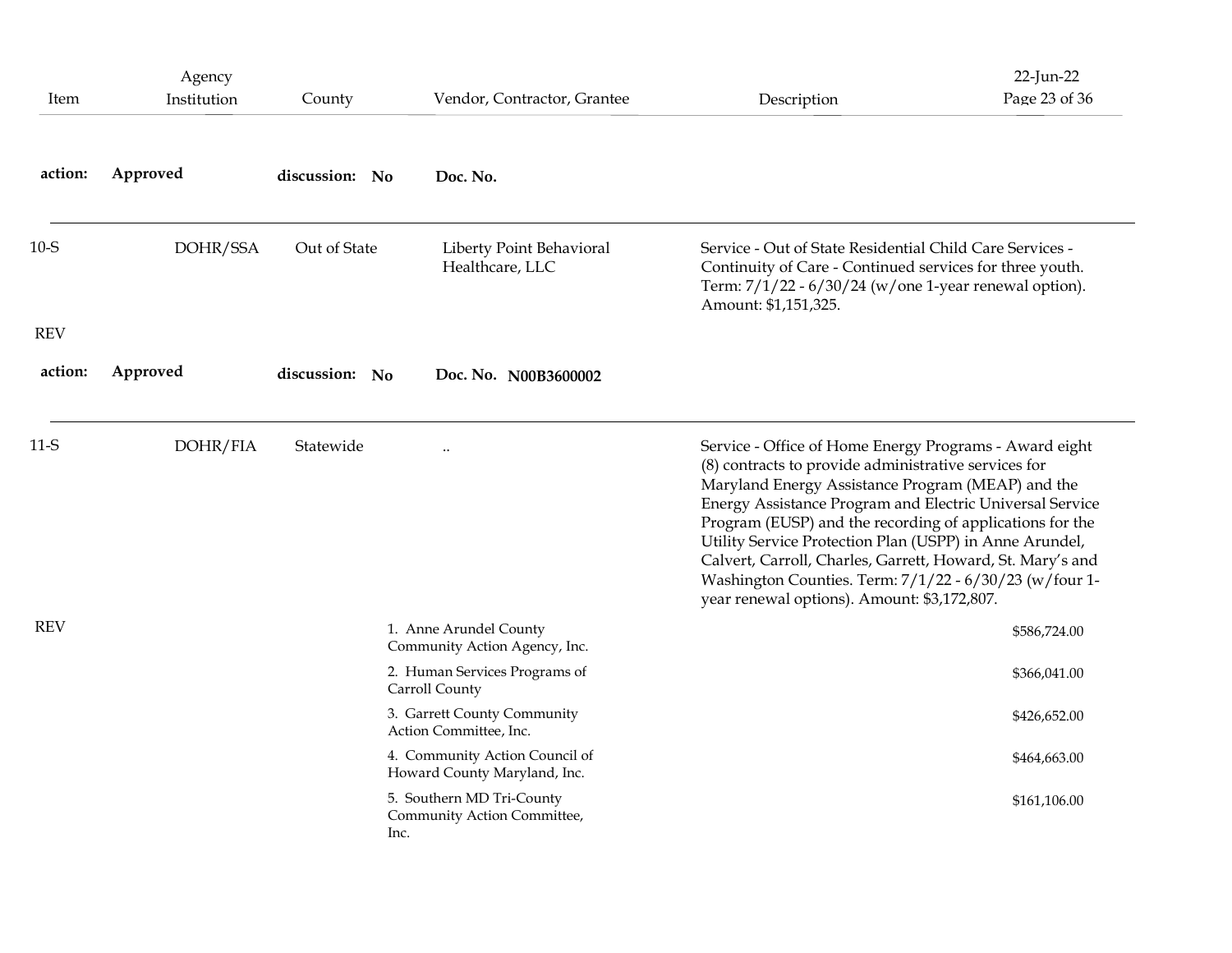| Item | Agency Institution | County | Vendor, Contractor, Grantee | Description | |
|---|---|---|---|---|---|
| **action:** | **Approved** | **discussion: No** | **Doc. No.** | | |
| 10-S | DOHR/SSA | Out of State | Liberty Point Behavioral Healthcare, LLC | Service - Out of State Residential Child Care Services - Continuity of Care - Continued services for three youth. Term: 7/1/22 - 6/30/24 (w/one 1-year renewal option). Amount: $1,151,325. | |
| REV | | | | | |
| **action:** | **Approved** | **discussion: No** | **Doc. No. N00B3600002** | | |
| 11-S | DOHR/FIA | Statewide | .. | Service - Office of Home Energy Programs - Award eight (8) contracts to provide administrative services for Maryland Energy Assistance Program (MEAP) and the Energy Assistance Program and Electric Universal Service Program (EUSP) and the recording of applications for the Utility Service Protection Plan (USPP) in Anne Arundel, Calvert, Carroll, Charles, Garrett, Howard, St. Mary's and Washington Counties. Term: 7/1/22 - 6/30/23 (w/four 1-year renewal options). Amount: $3,172,807. | |
| REV | | | 1. Anne Arundel County Community Action Agency, Inc. | | $586,724.00 |
| | | | 2. Human Services Programs of Carroll County | | $366,041.00 |
| | | | 3. Garrett County Community Action Committee, Inc. | | $426,652.00 |
| | | | 4. Community Action Council of Howard County Maryland, Inc. | | $464,663.00 |
| | | | 5. Southern MD Tri-County Community Action Committee, Inc. | | $161,106.00 |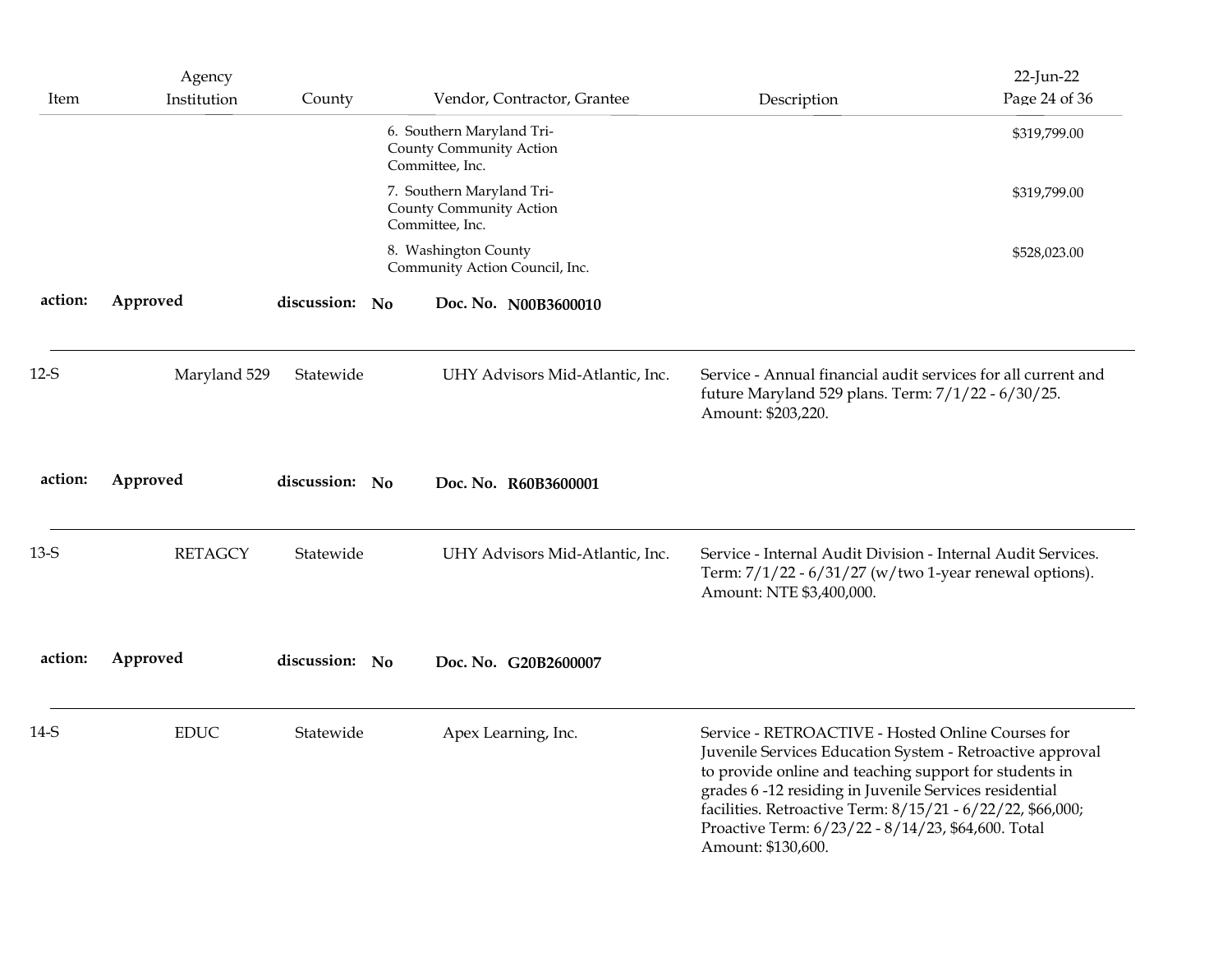| Item | Agency Institution | County | Vendor, Contractor, Grantee | Description |
|---|---|---|---|---|
| | | | 6. Southern Maryland Tri-County Community Action Committee, Inc. | $319,799.00 |
| | | | 7. Southern Maryland Tri-County Community Action Committee, Inc. | $319,799.00 |
| | | | 8. Washington County Community Action Council, Inc. | $528,023.00 |

**action:** **Approved** **discussion:** **No** **Doc. No.** **N00B3600010**

---

| Item | Agency Institution | County | Vendor, Contractor, Grantee | Description |
|---|---|---|---|---|
| 12-S | Maryland 529 | Statewide | UHY Advisors Mid-Atlantic, Inc. | Service - Annual financial audit services for all current and future Maryland 529 plans. Term: 7/1/22 - 6/30/25. Amount: $203,220. |

**action:** **Approved** **discussion:** **No** **Doc. No.** **R60B3600001**

---

| Item | Agency Institution | County | Vendor, Contractor, Grantee | Description |
|---|---|---|---|---|
| 13-S | RETAGCY | Statewide | UHY Advisors Mid-Atlantic, Inc. | Service - Internal Audit Division - Internal Audit Services. Term: 7/1/22 - 6/31/27 (w/two 1-year renewal options). Amount: NTE $3,400,000. |

**action:** **Approved** **discussion:** **No** **Doc. No.** **G20B2600007**

---

| Item | Agency Institution | County | Vendor, Contractor, Grantee | Description |
|---|---|---|---|---|
| 14-S | EDUC | Statewide | Apex Learning, Inc. | Service - RETROACTIVE - Hosted Online Courses for Juvenile Services Education System - Retroactive approval to provide online and teaching support for students in grades 6 -12 residing in Juvenile Services residential facilities. Retroactive Term: 8/15/21 - 6/22/22, $66,000; Proactive Term: 6/23/22 - 8/14/23, $64,600. Total Amount: $130,600. |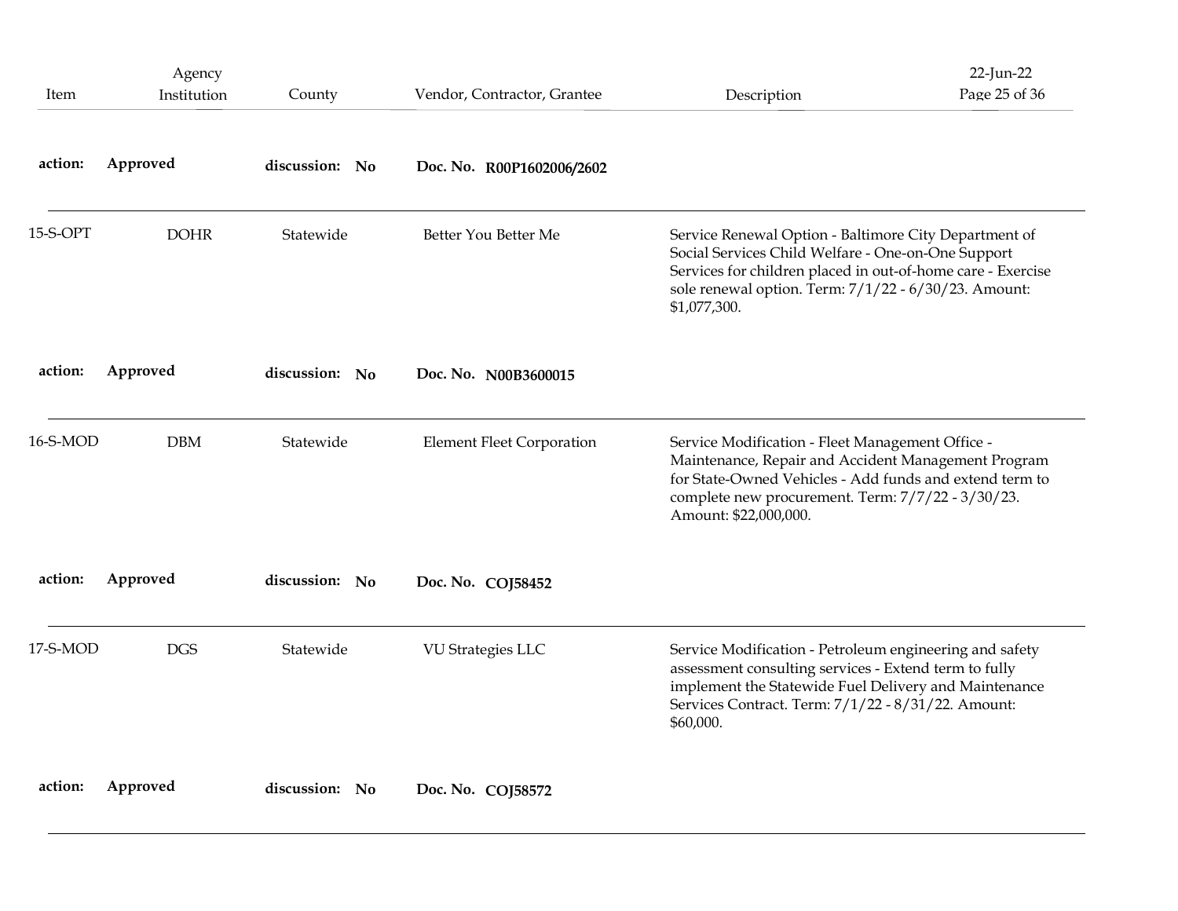| Item | Agency Institution | County | Vendor, Contractor, Grantee | Description |
| --- | --- | --- | --- | --- |
| **action:** **Approved** | | **discussion:** **No** | **Doc. No.** **R00P1602006/2602** | |
| 15-S-OPT | DOHR | Statewide | Better You Better Me | Service Renewal Option - Baltimore City Department of Social Services Child Welfare - One-on-One Support Services for children placed in out-of-home care - Exercise sole renewal option. Term: 7/1/22 - 6/30/23. Amount: $1,077,300. |
| **action:** **Approved** | | **discussion:** **No** | **Doc. No.** **N00B3600015** | |
| 16-S-MOD | DBM | Statewide | Element Fleet Corporation | Service Modification - Fleet Management Office - Maintenance, Repair and Accident Management Program for State-Owned Vehicles - Add funds and extend term to complete new procurement. Term: 7/7/22 - 3/30/23. Amount: $22,000,000. |
| **action:** **Approved** | | **discussion:** **No** | **Doc. No.** **COJ58452** | |
| 17-S-MOD | DGS | Statewide | VU Strategies LLC | Service Modification - Petroleum engineering and safety assessment consulting services - Extend term to fully implement the Statewide Fuel Delivery and Maintenance Services Contract. Term: 7/1/22 - 8/31/22. Amount: $60,000. |
| **action:** **Approved** | | **discussion:** **No** | **Doc. No.** **COJ58572** | |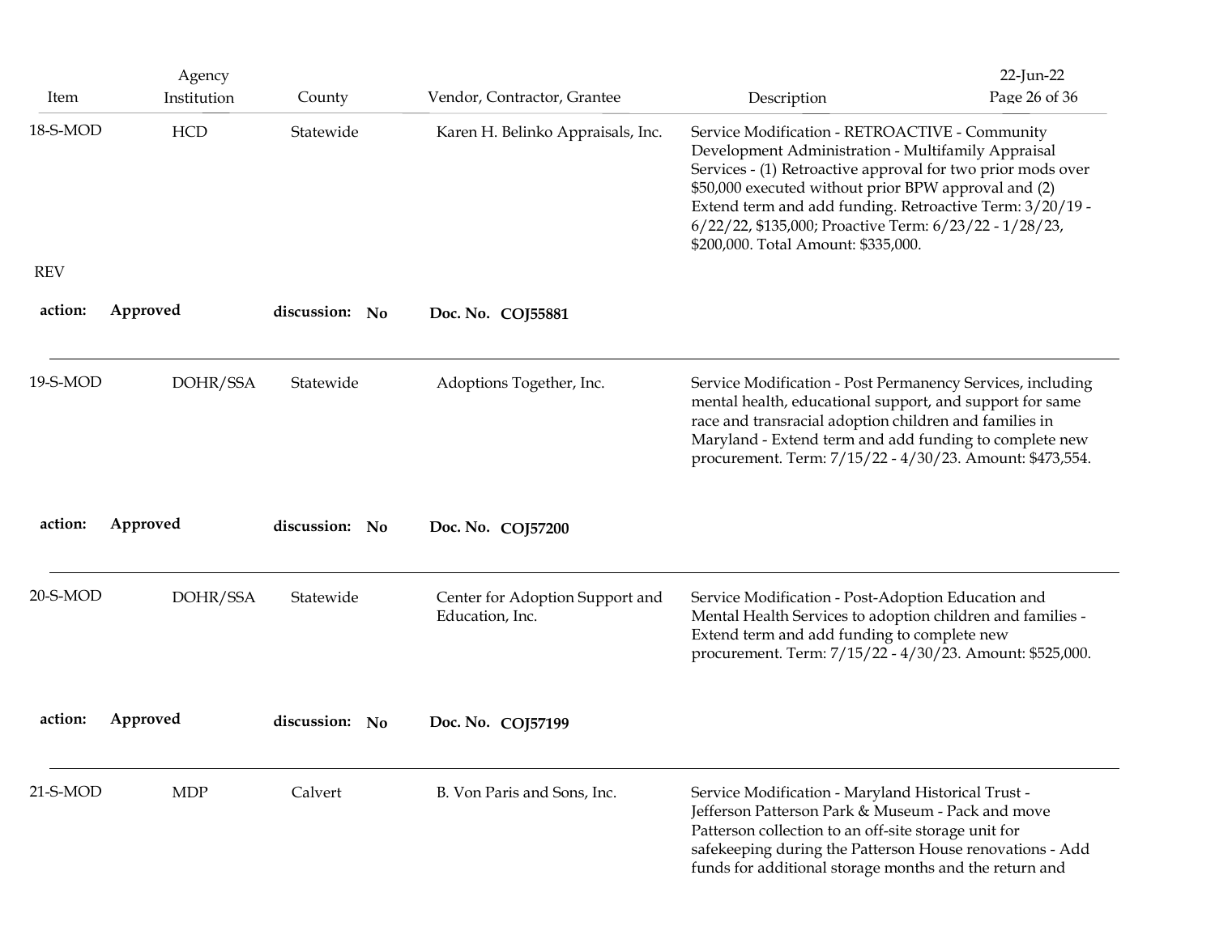| Item | Agency Institution | County | Vendor, Contractor, Grantee | Description |
| --- | --- | --- | --- | --- |
| 18-S-MOD | HCD | Statewide | Karen H. Belinko Appraisals, Inc. | Service Modification - RETROACTIVE - Community Development Administration - Multifamily Appraisal Services - (1) Retroactive approval for two prior mods over $50,000 executed without prior BPW approval and (2) Extend term and add funding. Retroactive Term: 3/20/19 - 6/22/22, $135,000; Proactive Term: 6/23/22 - 1/28/23, $200,000. Total Amount: $335,000. |

REV

**action:** **Approved** **discussion:** **No** **Doc. No.** **COJ55881**

---

| Item | Agency Institution | County | Vendor, Contractor, Grantee | Description |
| --- | --- | --- | --- | --- |
| 19-S-MOD | DOHR/SSA | Statewide | Adoptions Together, Inc. | Service Modification - Post Permanency Services, including mental health, educational support, and support for same race and transracial adoption children and families in Maryland - Extend term and add funding to complete new procurement. Term: 7/15/22 - 4/30/23. Amount: $473,554. |

**action:** **Approved** **discussion:** **No** **Doc. No.** **COJ57200**

---

| Item | Agency Institution | County | Vendor, Contractor, Grantee | Description |
| --- | --- | --- | --- | --- |
| 20-S-MOD | DOHR/SSA | Statewide | Center for Adoption Support and Education, Inc. | Service Modification - Post-Adoption Education and Mental Health Services to adoption children and families - Extend term and add funding to complete new procurement. Term: 7/15/22 - 4/30/23. Amount: $525,000. |

**action:** **Approved** **discussion:** **No** **Doc. No.** **COJ57199**

---

| Item | Agency Institution | County | Vendor, Contractor, Grantee | Description |
| --- | --- | --- | --- | --- |
| 21-S-MOD | MDP | Calvert | B. Von Paris and Sons, Inc. | Service Modification - Maryland Historical Trust - Jefferson Patterson Park & Museum - Pack and move Patterson collection to an off-site storage unit for safekeeping during the Patterson House renovations - Add funds for additional storage months and the return and |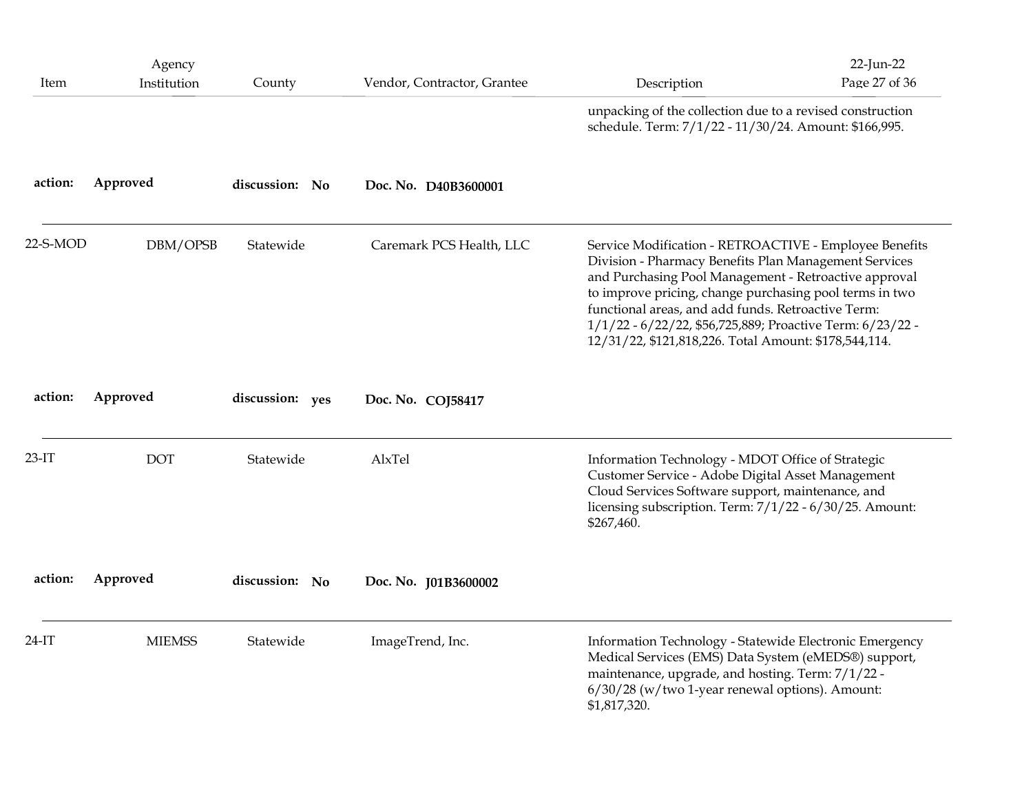| Item | Agency Institution | County | Vendor, Contractor, Grantee | Description |
|---|---|---|---|---|
| | | | | unpacking of the collection due to a revised construction schedule. Term: 7/1/22 - 11/30/24. Amount: $166,995. |
| **action:** **Approved** | | **discussion:** **No** | **Doc. No.** **D40B3600001** | |
| 22-S-MOD | DBM/OPSB | Statewide | Caremark PCS Health, LLC | Service Modification - RETROACTIVE - Employee Benefits Division - Pharmacy Benefits Plan Management Services and Purchasing Pool Management - Retroactive approval to improve pricing, change purchasing pool terms in two functional areas, and add funds. Retroactive Term: 1/1/22 - 6/22/22, $56,725,889; Proactive Term: 6/23/22 - 12/31/22, $121,818,226. Total Amount: $178,544,114. |
| **action:** **Approved** | | **discussion:** **yes** | **Doc. No.** **COJ58417** | |
| 23-IT | DOT | Statewide | AlxTel | Information Technology - MDOT Office of Strategic Customer Service - Adobe Digital Asset Management Cloud Services Software support, maintenance, and licensing subscription. Term: 7/1/22 - 6/30/25. Amount: $267,460. |
| **action:** **Approved** | | **discussion:** **No** | **Doc. No.** **J01B3600002** | |
| 24-IT | MIEMSS | Statewide | ImageTrend, Inc. | Information Technology - Statewide Electronic Emergency Medical Services (EMS) Data System (eMEDS®) support, maintenance, upgrade, and hosting. Term: 7/1/22 - 6/30/28 (w/two 1-year renewal options). Amount: $1,817,320. |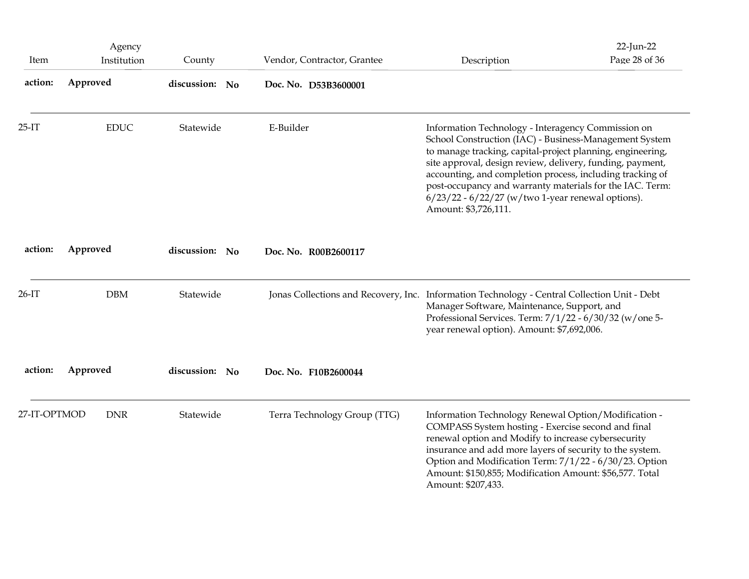| Item | Agency Institution | County | Vendor, Contractor, Grantee | Description |
|---|---|---|---|---|
| **action:** | **Approved** | **discussion: No** | **Doc. No. D53B3600001** | |
| 25-IT | EDUC | Statewide | E-Builder | Information Technology - Interagency Commission on School Construction (IAC) - Business-Management System to manage tracking, capital-project planning, engineering, site approval, design review, delivery, funding, payment, accounting, and completion process, including tracking of post-occupancy and warranty materials for the IAC. Term: 6/23/22 - 6/22/27 (w/two 1-year renewal options). Amount: $3,726,111. |
| **action:** | **Approved** | **discussion: No** | **Doc. No. R00B2600117** | |
| 26-IT | DBM | Statewide | Jonas Collections and Recovery, Inc. | Information Technology - Central Collection Unit - Debt Manager Software, Maintenance, Support, and Professional Services. Term: 7/1/22 - 6/30/32 (w/one 5-year renewal option). Amount: $7,692,006. |
| **action:** | **Approved** | **discussion: No** | **Doc. No. F10B2600044** | |
| 27-IT-OPTMOD | DNR | Statewide | Terra Technology Group (TTG) | Information Technology Renewal Option/Modification - COMPASS System hosting - Exercise second and final renewal option and Modify to increase cybersecurity insurance and add more layers of security to the system. Option and Modification Term: 7/1/22 - 6/30/23. Option Amount: $150,855; Modification Amount: $56,577. Total Amount: $207,433. |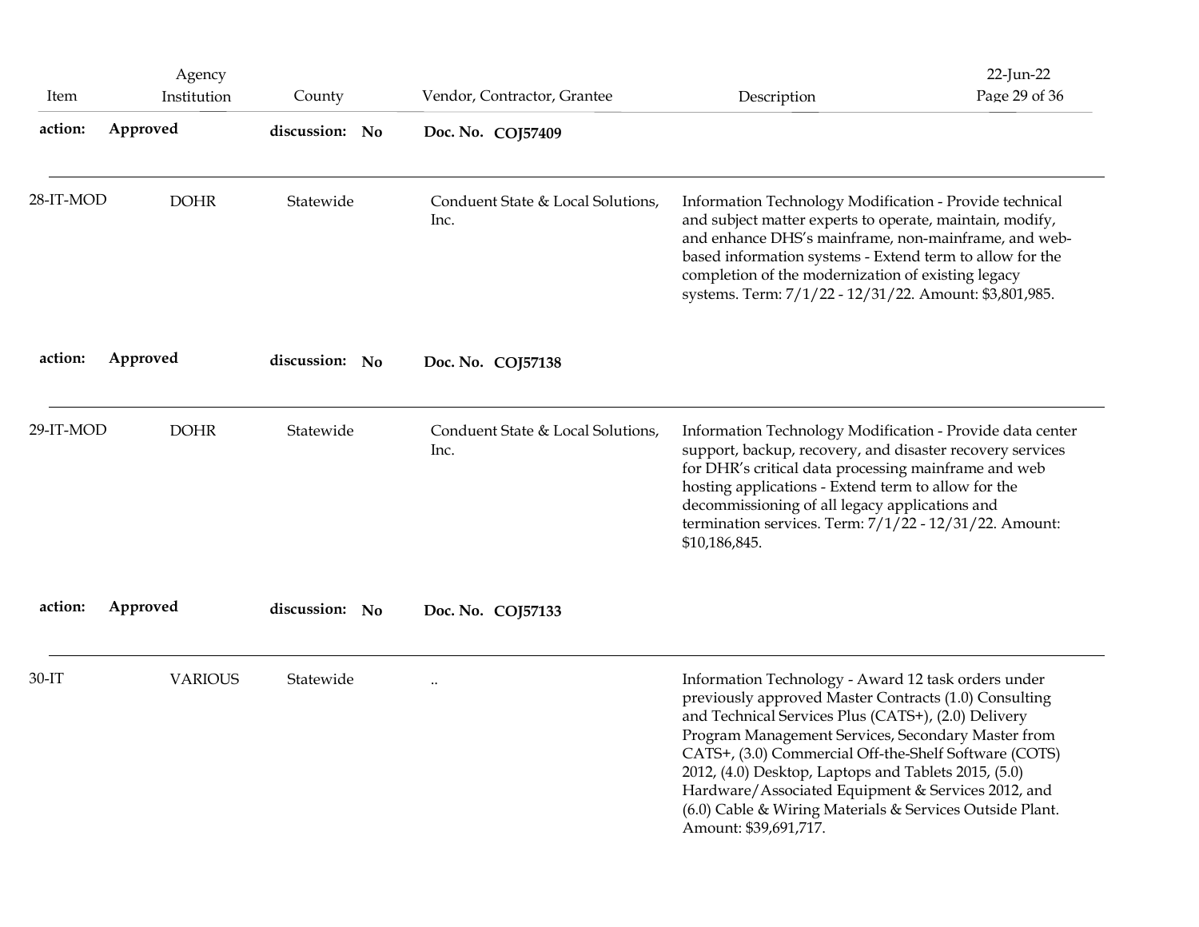| Item | Agency Institution | County | Vendor, Contractor, Grantee | Description |
|---|---|---|---|---|
| **action:** **Approved** | | **discussion:** **No** | **Doc. No.** **COJ57409** | |
| 28-IT-MOD | DOHR | Statewide | Conduent State & Local Solutions, Inc. | Information Technology Modification - Provide technical and subject matter experts to operate, maintain, modify, and enhance DHS's mainframe, non-mainframe, and web-based information systems - Extend term to allow for the completion of the modernization of existing legacy systems. Term: 7/1/22 - 12/31/22. Amount: $3,801,985. |
| **action:** **Approved** | | **discussion:** **No** | **Doc. No.** **COJ57138** | |
| 29-IT-MOD | DOHR | Statewide | Conduent State & Local Solutions, Inc. | Information Technology Modification - Provide data center support, backup, recovery, and disaster recovery services for DHR's critical data processing mainframe and web hosting applications - Extend term to allow for the decommissioning of all legacy applications and termination services. Term: 7/1/22 - 12/31/22. Amount: $10,186,845. |
| **action:** **Approved** | | **discussion:** **No** | **Doc. No.** **COJ57133** | |
| 30-IT | VARIOUS | Statewide | .. | Information Technology - Award 12 task orders under previously approved Master Contracts (1.0) Consulting and Technical Services Plus (CATS+), (2.0) Delivery Program Management Services, Secondary Master from CATS+, (3.0) Commercial Off-the-Shelf Software (COTS) 2012, (4.0) Desktop, Laptops and Tablets 2015, (5.0) Hardware/Associated Equipment & Services 2012, and (6.0) Cable & Wiring Materials & Services Outside Plant. Amount: $39,691,717. |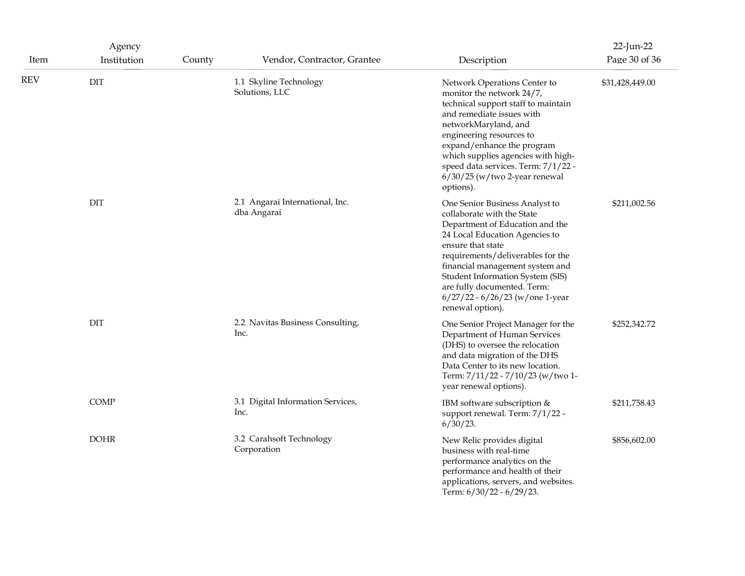| Item | Agency Institution | County | Vendor, Contractor, Grantee | Description | 22-Jun-22 |
|---|---|---|---|---|---|
| REV | DIT | | 1.1 Skyline Technology Solutions, LLC | Network Operations Center to monitor the network 24/7, technical support staff to maintain and remediate issues with networkMaryland, and engineering resources to expand/enhance the program which supplies agencies with high-speed data services. Term: 7/1/22 - 6/30/25 (w/two 2-year renewal options). | $31,428,449.00 |
| | DIT | | 2.1 Angarai International, Inc. dba Angarai | One Senior Business Analyst to collaborate with the State Department of Education and the 24 Local Education Agencies to ensure that state requirements/deliverables for the financial management system and Student Information System (SIS) are fully documented. Term: 6/27/22 - 6/26/23 (w/one 1-year renewal option). | $211,002.56 |
| | DIT | | 2.2 Navitas Business Consulting, Inc. | One Senior Project Manager for the Department of Human Services (DHS) to oversee the relocation and data migration of the DHS Data Center to its new location. Term: 7/11/22 - 7/10/23 (w/two 1-year renewal options). | $252,342.72 |
| | COMP | | 3.1 Digital Information Services, Inc. | IBM software subscription & support renewal. Term: 7/1/22 - 6/30/23. | $211,758.43 |
| | DOHR | | 3.2 Carahsoft Technology Corporation | New Relic provides digital business with real-time performance analytics on the performance and health of their applications, servers, and websites. Term: 6/30/22 - 6/29/23. | $856,602.00 |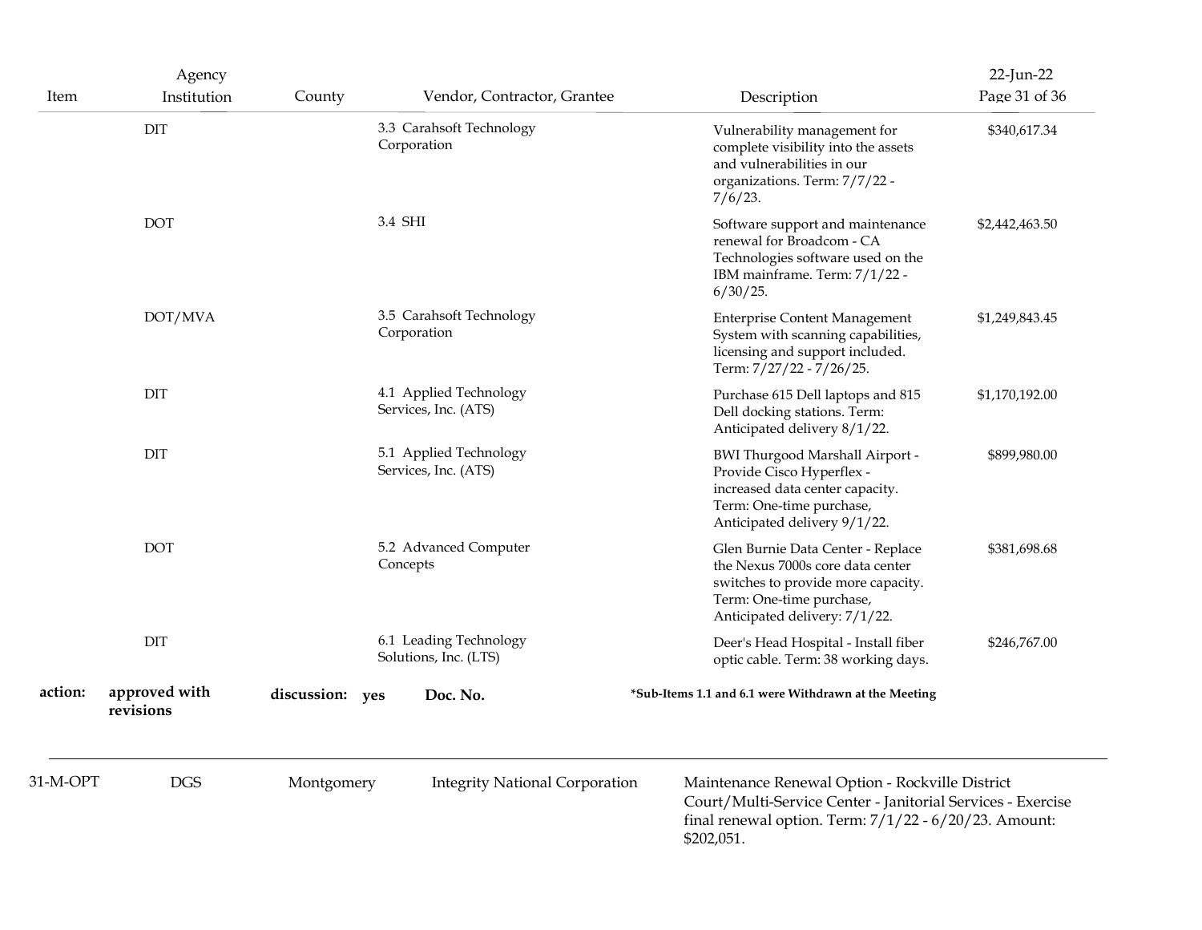| Item | Agency Institution | County | Vendor, Contractor, Grantee | Description | 22-Jun-22 |
|---|---|---|---|---|---|
| | DIT | | 3.3 Carahsoft Technology Corporation | Vulnerability management for complete visibility into the assets and vulnerabilities in our organizations. Term: 7/7/22 - 7/6/23. | $340,617.34 |
| | DOT | | 3.4 SHI | Software support and maintenance renewal for Broadcom - CA Technologies software used on the IBM mainframe. Term: 7/1/22 - 6/30/25. | $2,442,463.50 |
| | DOT/MVA | | 3.5 Carahsoft Technology Corporation | Enterprise Content Management System with scanning capabilities, licensing and support included. Term: 7/27/22 - 7/26/25. | $1,249,843.45 |
| | DIT | | 4.1 Applied Technology Services, Inc. (ATS) | Purchase 615 Dell laptops and 815 Dell docking stations. Term: Anticipated delivery 8/1/22. | $1,170,192.00 |
| | DIT | | 5.1 Applied Technology Services, Inc. (ATS) | BWI Thurgood Marshall Airport - Provide Cisco Hyperflex - increased data center capacity. Term: One-time purchase, Anticipated delivery 9/1/22. | $899,980.00 |
| | DOT | | 5.2 Advanced Computer Concepts | Glen Burnie Data Center - Replace the Nexus 7000s core data center switches to provide more capacity. Term: One-time purchase, Anticipated delivery: 7/1/22. | $381,698.68 |
| | DIT | | 6.1 Leading Technology Solutions, Inc. (LTS) | Deer's Head Hospital - Install fiber optic cable. Term: 38 working days. | $246,767.00 |

**action:** **approved with revisions** **discussion:** **yes** **Doc. No.** ***Sub-Items 1.1 and 6.1 were Withdrawn at the Meeting**

---

| Item | Agency Institution | County | Vendor, Contractor, Grantee | Description |
|---|---|---|---|---|
| 31-M-OPT | DGS | Montgomery | Integrity National Corporation | Maintenance Renewal Option - Rockville District Court/Multi-Service Center - Janitorial Services - Exercise final renewal option. Term: 7/1/22 - 6/20/23. Amount: $202,051. |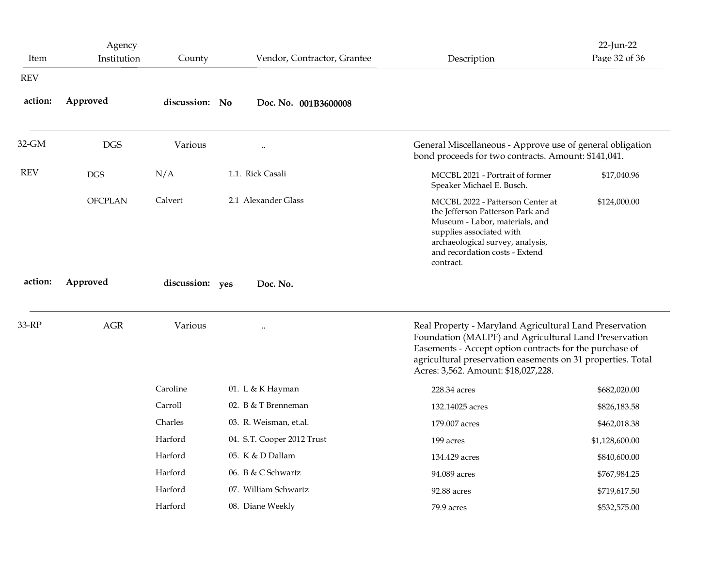| Item | Agency Institution | County | Vendor, Contractor, Grantee | Description | |
|---|---|---|---|---|---|
| REV | | | | | |
| **action:** | **Approved** | **discussion: No** | **Doc. No. 001B3600008** | | |
| 32-GM | DGS | Various | .. | General Miscellaneous - Approve use of general obligation bond proceeds for two contracts. Amount: $141,041. | |
| REV | DGS | N/A | 1.1. Rick Casali | MCCBL 2021 - Portrait of former Speaker Michael E. Busch. | $17,040.96 |
| | OFCPLAN | Calvert | 2.1 Alexander Glass | MCCBL 2022 - Patterson Center at the Jefferson Patterson Park and Museum - Labor, materials, and supplies associated with archaeological survey, analysis, and recordation costs - Extend contract. | $124,000.00 |
| **action:** | **Approved** | **discussion: yes** | **Doc. No.** | | |
| 33-RP | AGR | Various | .. | Real Property - Maryland Agricultural Land Preservation Foundation (MALPF) and Agricultural Land Preservation Easements - Accept option contracts for the purchase of agricultural preservation easements on 31 properties. Total Acres: 3,562. Amount: $18,027,228. | |
| | | Caroline | 01. L & K Hayman | 228.34 acres | $682,020.00 |
| | | Carroll | 02. B & T Brenneman | 132.14025 acres | $826,183.58 |
| | | Charles | 03. R. Weisman, et.al. | 179.007 acres | $462,018.38 |
| | | Harford | 04. S.T. Cooper 2012 Trust | 199 acres | $1,128,600.00 |
| | | Harford | 05. K & D Dallam | 134.429 acres | $840,600.00 |
| | | Harford | 06. B & C Schwartz | 94.089 acres | $767,984.25 |
| | | Harford | 07. William Schwartz | 92.88 acres | $719,617.50 |
| | | Harford | 08. Diane Weekly | 79.9 acres | $532,575.00 |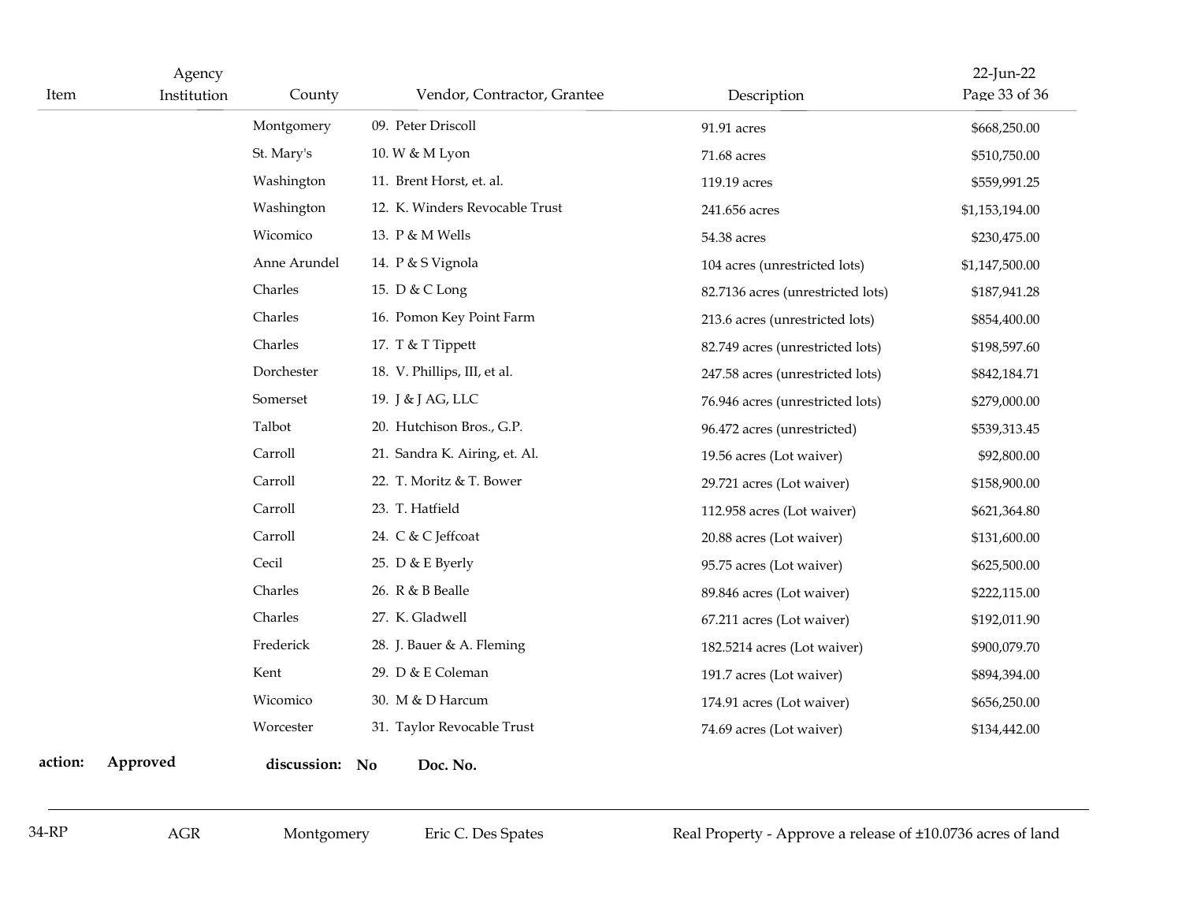| Item | Agency Institution | County | Vendor, Contractor, Grantee | Description | |
|---|---|---|---|---|---|
| | | Montgomery | 09. Peter Driscoll | 91.91 acres | $668,250.00 |
| | | St. Mary's | 10. W & M Lyon | 71.68 acres | $510,750.00 |
| | | Washington | 11. Brent Horst, et. al. | 119.19 acres | $559,991.25 |
| | | Washington | 12. K. Winders Revocable Trust | 241.656 acres | $1,153,194.00 |
| | | Wicomico | 13. P & M Wells | 54.38 acres | $230,475.00 |
| | | Anne Arundel | 14. P & S Vignola | 104 acres (unrestricted lots) | $1,147,500.00 |
| | | Charles | 15. D & C Long | 82.7136 acres (unrestricted lots) | $187,941.28 |
| | | Charles | 16. Pomon Key Point Farm | 213.6 acres (unrestricted lots) | $854,400.00 |
| | | Charles | 17. T & T Tippett | 82.749 acres (unrestricted lots) | $198,597.60 |
| | | Dorchester | 18. V. Phillips, III, et al. | 247.58 acres (unrestricted lots) | $842,184.71 |
| | | Somerset | 19. J & J AG, LLC | 76.946 acres (unrestricted lots) | $279,000.00 |
| | | Talbot | 20. Hutchison Bros., G.P. | 96.472 acres (unrestricted) | $539,313.45 |
| | | Carroll | 21. Sandra K. Airing, et. Al. | 19.56 acres (Lot waiver) | $92,800.00 |
| | | Carroll | 22. T. Moritz & T. Bower | 29.721 acres (Lot waiver) | $158,900.00 |
| | | Carroll | 23. T. Hatfield | 112.958 acres (Lot waiver) | $621,364.80 |
| | | Carroll | 24. C & C Jeffcoat | 20.88 acres (Lot waiver) | $131,600.00 |
| | | Cecil | 25. D & E Byerly | 95.75 acres (Lot waiver) | $625,500.00 |
| | | Charles | 26. R & B Bealle | 89.846 acres (Lot waiver) | $222,115.00 |
| | | Charles | 27. K. Gladwell | 67.211 acres (Lot waiver) | $192,011.90 |
| | | Frederick | 28. J. Bauer & A. Fleming | 182.5214 acres (Lot waiver) | $900,079.70 |
| | | Kent | 29. D & E Coleman | 191.7 acres (Lot waiver) | $894,394.00 |
| | | Wicomico | 30. M & D Harcum | 174.91 acres (Lot waiver) | $656,250.00 |
| | | Worcester | 31. Taylor Revocable Trust | 74.69 acres (Lot waiver) | $134,442.00 |

**action:** **Approved** **discussion:** **No** **Doc. No.**

---

| Item | Agency Institution | County | Vendor, Contractor, Grantee | Description |
|---|---|---|---|---|
| 34-RP | AGR | Montgomery | Eric C. Des Spates | Real Property - Approve a release of ±10.0736 acres of land |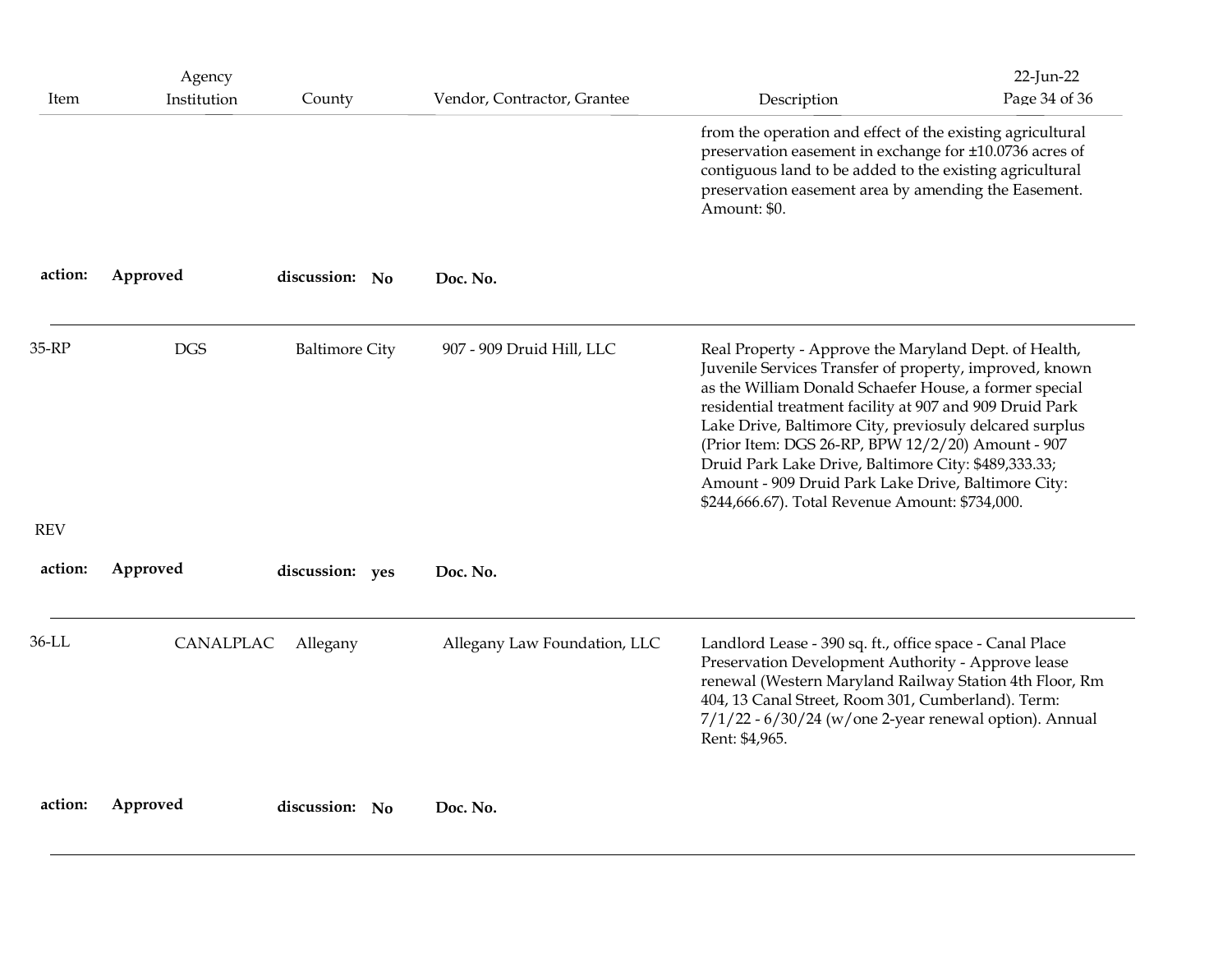| Item | Agency Institution | County | Vendor, Contractor, Grantee | Description |
|---|---|---|---|---|
| | | | | from the operation and effect of the existing agricultural preservation easement in exchange for ±10.0736 acres of contiguous land to be added to the existing agricultural preservation easement area by amending the Easement. Amount: $0. |
| **action:** | **Approved** | **discussion:** **No** | **Doc. No.** | |
| 35-RP | DGS | Baltimore City | 907 - 909 Druid Hill, LLC | Real Property - Approve the Maryland Dept. of Health, Juvenile Services Transfer of property, improved, known as the William Donald Schaefer House, a former special residential treatment facility at 907 and 909 Druid Park Lake Drive, Baltimore City, previosuly delcared surplus (Prior Item: DGS 26-RP, BPW 12/2/20) Amount - 907 Druid Park Lake Drive, Baltimore City: $489,333.33; Amount - 909 Druid Park Lake Drive, Baltimore City: $244,666.67). Total Revenue Amount: $734,000. |
| REV | | | | |
| **action:** | **Approved** | **discussion:** **yes** | **Doc. No.** | |
| 36-LL | CANALPLAC | Allegany | Allegany Law Foundation, LLC | Landlord Lease - 390 sq. ft., office space - Canal Place Preservation Development Authority - Approve lease renewal (Western Maryland Railway Station 4th Floor, Rm 404, 13 Canal Street, Room 301, Cumberland). Term: 7/1/22 - 6/30/24 (w/one 2-year renewal option). Annual Rent: $4,965. |
| **action:** | **Approved** | **discussion:** **No** | **Doc. No.** | |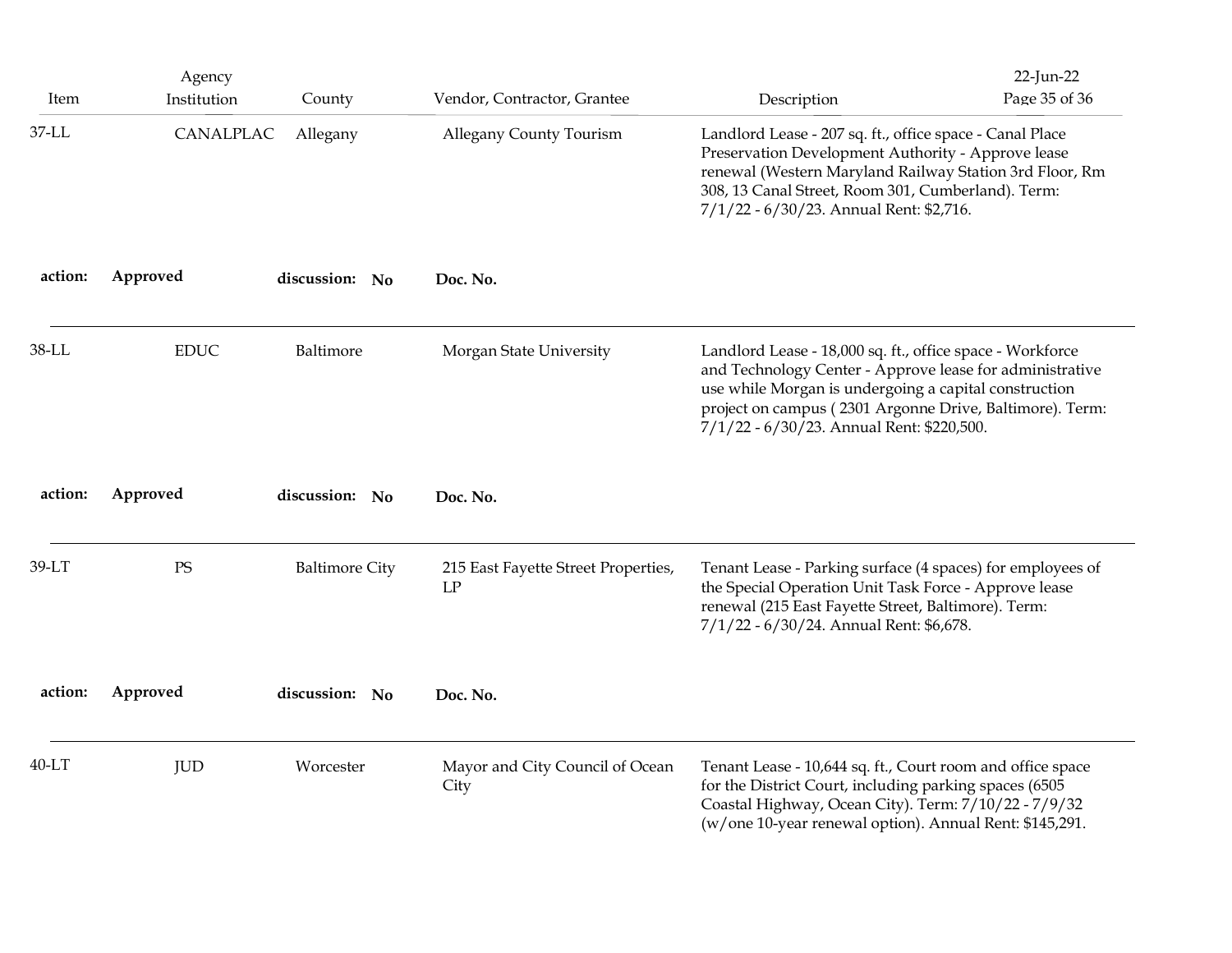| Item | Agency Institution | County | Vendor, Contractor, Grantee | Description |
|---|---|---|---|---|
| 37-LL | CANALPLAC | Allegany | Allegany County Tourism | Landlord Lease - 207 sq. ft., office space - Canal Place Preservation Development Authority - Approve lease renewal (Western Maryland Railway Station 3rd Floor, Rm 308, 13 Canal Street, Room 301, Cumberland). Term: 7/1/22 - 6/30/23. Annual Rent: $2,716. |
| **action:** | **Approved** | **discussion: No** | **Doc. No.** | |
| 38-LL | EDUC | Baltimore | Morgan State University | Landlord Lease - 18,000 sq. ft., office space - Workforce and Technology Center - Approve lease for administrative use while Morgan is undergoing a capital construction project on campus ( 2301 Argonne Drive, Baltimore). Term: 7/1/22 - 6/30/23. Annual Rent: $220,500. |
| **action:** | **Approved** | **discussion: No** | **Doc. No.** | |
| 39-LT | PS | Baltimore City | 215 East Fayette Street Properties, LP | Tenant Lease - Parking surface (4 spaces) for employees of the Special Operation Unit Task Force - Approve lease renewal (215 East Fayette Street, Baltimore). Term: 7/1/22 - 6/30/24. Annual Rent: $6,678. |
| **action:** | **Approved** | **discussion: No** | **Doc. No.** | |
| 40-LT | JUD | Worcester | Mayor and City Council of Ocean City | Tenant Lease - 10,644 sq. ft., Court room and office space for the District Court, including parking spaces (6505 Coastal Highway, Ocean City). Term: 7/10/22 - 7/9/32 (w/one 10-year renewal option). Annual Rent: $145,291. |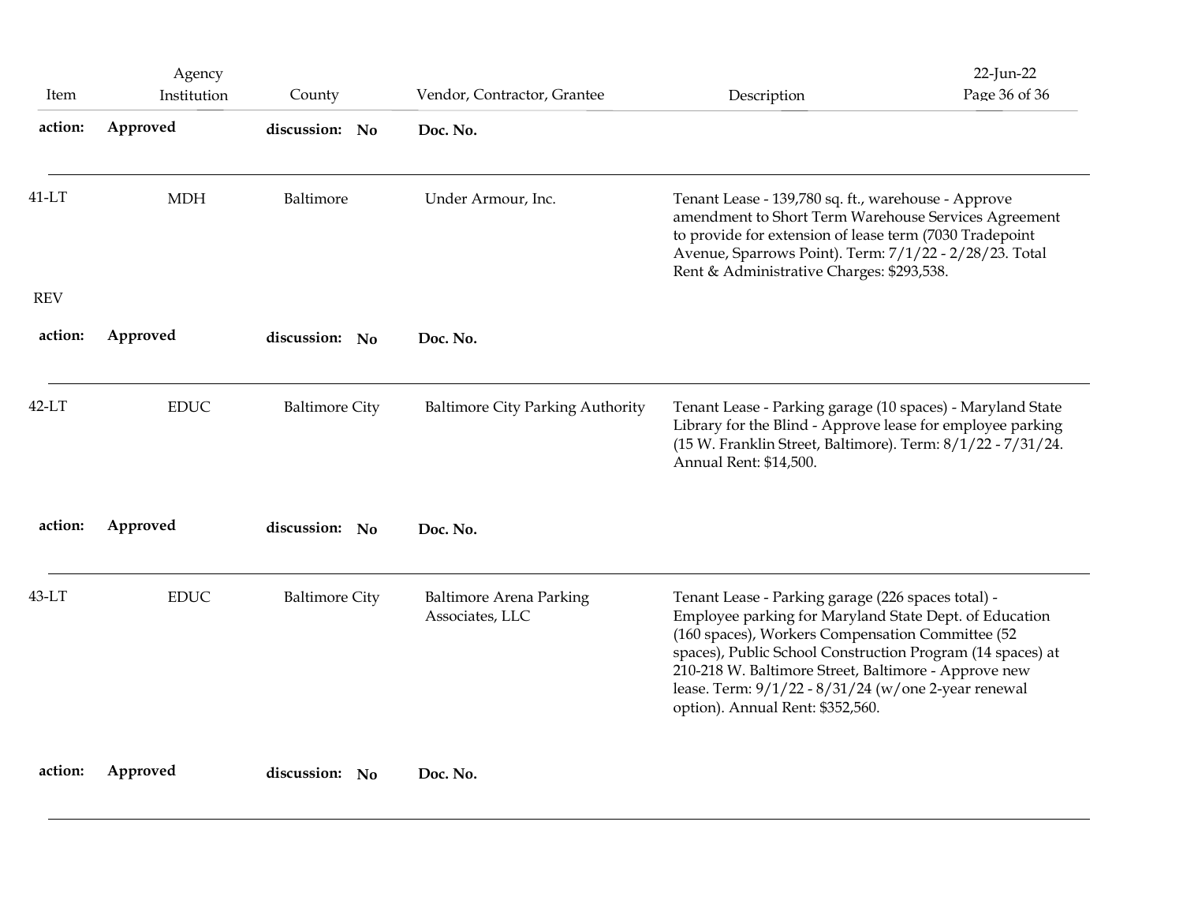| Item | Agency Institution | County | Vendor, Contractor, Grantee | Description |
|---|---|---|---|---|
| **action:** | **Approved** | **discussion: No** | **Doc. No.** | |
| 41-LT REV | MDH | Baltimore | Under Armour, Inc. | Tenant Lease - 139,780 sq. ft., warehouse - Approve amendment to Short Term Warehouse Services Agreement to provide for extension of lease term (7030 Tradepoint Avenue, Sparrows Point). Term: 7/1/22 - 2/28/23. Total Rent & Administrative Charges: $293,538. |
| **action:** | **Approved** | **discussion: No** | **Doc. No.** | |
| 42-LT | EDUC | Baltimore City | Baltimore City Parking Authority | Tenant Lease - Parking garage (10 spaces) - Maryland State Library for the Blind - Approve lease for employee parking (15 W. Franklin Street, Baltimore). Term: 8/1/22 - 7/31/24. Annual Rent: $14,500. |
| **action:** | **Approved** | **discussion: No** | **Doc. No.** | |
| 43-LT | EDUC | Baltimore City | Baltimore Arena Parking Associates, LLC | Tenant Lease - Parking garage (226 spaces total) - Employee parking for Maryland State Dept. of Education (160 spaces), Workers Compensation Committee (52 spaces), Public School Construction Program (14 spaces) at 210-218 W. Baltimore Street, Baltimore - Approve new lease. Term: 9/1/22 - 8/31/24 (w/one 2-year renewal option). Annual Rent: $352,560. |
| **action:** | **Approved** | **discussion: No** | **Doc. No.** | |